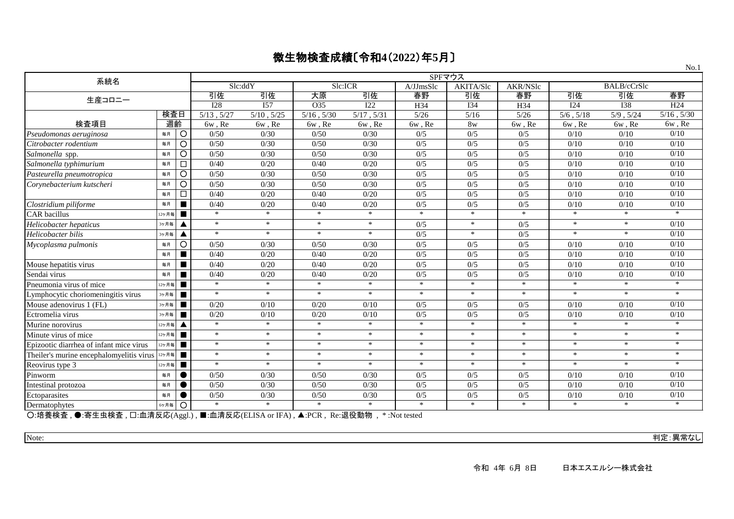# 微生物検査成績〔令和4(2022)年5月〕

No.1

| 系統名 | | | SPFマウス | | | | | | | | | |
|---|---|---|---|---|---|---|---|---|---|---|---|---|
| | | | Slc:ddY | | Slc:ICR | | A/JJmsSlc | AKITA/Slc | AKR/NSlc | BALB/cCrSlc | | |
| 生産コロニー | | | 引佐 | 引佐 | 大原 | 引佐 | 春野 | 引佐 | 春野 | 引佐 | 引佐 | 春野 |
| | | | I28 | I57 | O35 | I22 | H34 | I34 | H34 | I24 | I38 | H24 |
| | 検査日 | | 5/13 , 5/27 | 5/10 , 5/25 | 5/16 , 5/30 | 5/17 , 5/31 | 5/26 | 5/16 | 5/26 | 5/6 , 5/18 | 5/9 , 5/24 | 5/16 , 5/30 |
| 検査項目 | 週齢 | | 6w , Re | 6w , Re | 6w , Re | 6w , Re | 6w , Re | 8w | 6w , Re | 6w , Re | 6w , Re | 6w , Re |
| *Pseudomonas aeruginosa* | 毎月 | ○ | 0/50 | 0/30 | 0/50 | 0/30 | 0/5 | 0/5 | 0/5 | 0/10 | 0/10 | 0/10 |
| *Citrobacter rodentium* | 毎月 | ○ | 0/50 | 0/30 | 0/50 | 0/30 | 0/5 | 0/5 | 0/5 | 0/10 | 0/10 | 0/10 |
| *Salmonella* spp. | 毎月 | ○ | 0/50 | 0/30 | 0/50 | 0/30 | 0/5 | 0/5 | 0/5 | 0/10 | 0/10 | 0/10 |
| *Salmonella typhimurium* | 毎月 | □ | 0/40 | 0/20 | 0/40 | 0/20 | 0/5 | 0/5 | 0/5 | 0/10 | 0/10 | 0/10 |
| *Pasteurella pneumotropica* | 毎月 | ○ | 0/50 | 0/30 | 0/50 | 0/30 | 0/5 | 0/5 | 0/5 | 0/10 | 0/10 | 0/10 |
| *Corynebacterium kutscheri* | 毎月 | ○ | 0/50 | 0/30 | 0/50 | 0/30 | 0/5 | 0/5 | 0/5 | 0/10 | 0/10 | 0/10 |
| | 毎月 | □ | 0/40 | 0/20 | 0/40 | 0/20 | 0/5 | 0/5 | 0/5 | 0/10 | 0/10 | 0/10 |
| *Clostridium piliforme* | 毎月 | ■ | 0/40 | 0/20 | 0/40 | 0/20 | 0/5 | 0/5 | 0/5 | 0/10 | 0/10 | 0/10 |
| CAR bacillus | 12ヶ月毎 | ■ | * | * | * | * | * | * | * | * | * | * |
| *Helicobacter hepaticus* | 3ヶ月毎 | ▲ | * | * | * | * | 0/5 | * | 0/5 | * | * | 0/10 |
| *Helicobacter bilis* | 3ヶ月毎 | ▲ | * | * | * | * | 0/5 | * | 0/5 | * | * | 0/10 |
| *Mycoplasma pulmonis* | 毎月 | ○ | 0/50 | 0/30 | 0/50 | 0/30 | 0/5 | 0/5 | 0/5 | 0/10 | 0/10 | 0/10 |
| | 毎月 | ■ | 0/40 | 0/20 | 0/40 | 0/20 | 0/5 | 0/5 | 0/5 | 0/10 | 0/10 | 0/10 |
| Mouse hepatitis virus | 毎月 | ■ | 0/40 | 0/20 | 0/40 | 0/20 | 0/5 | 0/5 | 0/5 | 0/10 | 0/10 | 0/10 |
| Sendai virus | 毎月 | ■ | 0/40 | 0/20 | 0/40 | 0/20 | 0/5 | 0/5 | 0/5 | 0/10 | 0/10 | 0/10 |
| Pneumonia virus of mice | 12ヶ月毎 | ■ | * | * | * | * | * | * | * | * | * | * |
| Lymphocytic choriomeningitis virus | 3ヶ月毎 | ■ | * | * | * | * | * | * | * | * | * | * |
| Mouse adenovirus 1 (FL) | 3ヶ月毎 | ■ | 0/20 | 0/10 | 0/20 | 0/10 | 0/5 | 0/5 | 0/5 | 0/10 | 0/10 | 0/10 |
| Ectromelia virus | 3ヶ月毎 | ■ | 0/20 | 0/10 | 0/20 | 0/10 | 0/5 | 0/5 | 0/5 | 0/10 | 0/10 | 0/10 |
| Murine norovirus | 12ヶ月毎 | ▲ | * | * | * | * | * | * | * | * | * | * |
| Minute virus of mice | 12ヶ月毎 | ■ | * | * | * | * | * | * | * | * | * | * |
| Epizootic diarrhea of infant mice virus | 12ヶ月毎 | ■ | * | * | * | * | * | * | * | * | * | * |
| Theiler's murine encephalomyelitis virus | 12ヶ月毎 | ■ | * | * | * | * | * | * | * | * | * | * |
| Reovirus type 3 | 12ヶ月毎 | ■ | * | * | * | * | * | * | * | * | * | * |
| Pinworm | 毎月 | ● | 0/50 | 0/30 | 0/50 | 0/30 | 0/5 | 0/5 | 0/5 | 0/10 | 0/10 | 0/10 |
| Intestinal protozoa | 毎月 | ● | 0/50 | 0/30 | 0/50 | 0/30 | 0/5 | 0/5 | 0/5 | 0/10 | 0/10 | 0/10 |
| Ectoparasites | 毎月 | ● | 0/50 | 0/30 | 0/50 | 0/30 | 0/5 | 0/5 | 0/5 | 0/10 | 0/10 | 0/10 |
| Dermatophytes | 6ヶ月毎 | ○ | * | * | * | * | * | * | * | * | * | * |

○:培養検査 , ●:寄生虫検査 , □:血清反応(Aggl.) , ■:血清反応(ELISA or IFA) , ▲:PCR , Re:退役動物 , *:Not tested

Note:

判定:異常なし

令和 4年 6月 8日　　日本エスエルシー株式会社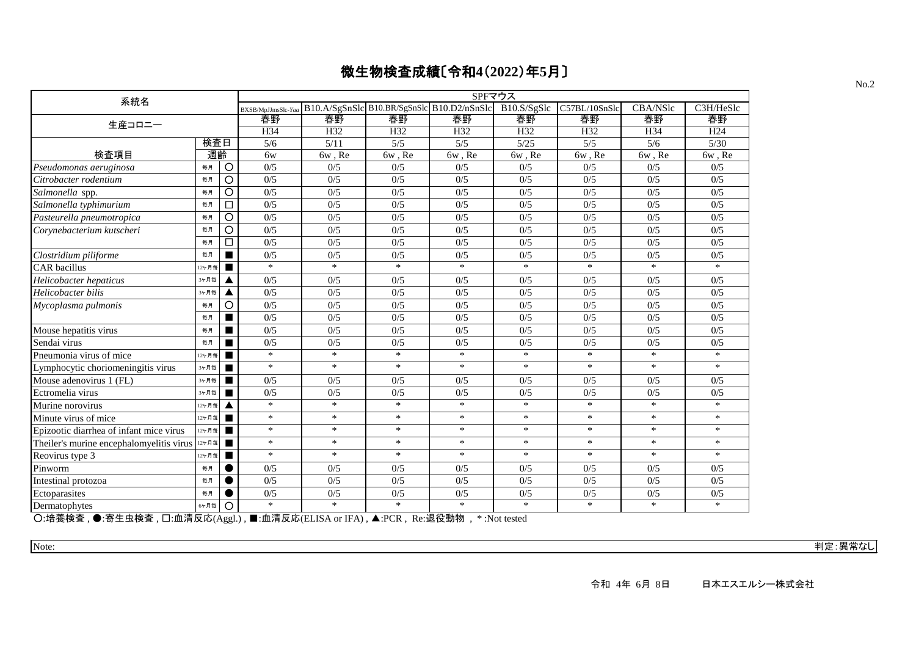# 微生物検査成績〔令和4(2022)年5月〕

No.2

| 系統名 | | | SPFマウス | | | | | | | |
|---|---|---|---|---|---|---|---|---|---|---|
| | | | BXSB/MpJJmsSlc-*Yaa* | B10.A/SgSnSlc | B10.BR/SgSnSlc | B10.D2/nSnSlc | B10.S/SgSlc | C57BL/10SnSlc | CBA/NSlc | C3H/HeSlc |
| 生産コロニー | | | 春野 | 春野 | 春野 | 春野 | 春野 | 春野 | 春野 | 春野 |
| | | | H34 | H32 | H32 | H32 | H32 | H32 | H34 | H24 |
| | 検査日 | | 5/6 | 5/11 | 5/5 | 5/5 | 5/25 | 5/5 | 5/6 | 5/30 |
| 検査項目 | 週齢 | | 6w | 6w , Re | 6w , Re | 6w , Re | 6w , Re | 6w , Re | 6w , Re | 6w , Re |
| *Pseudomonas aeruginosa* | 毎月 | ○ | 0/5 | 0/5 | 0/5 | 0/5 | 0/5 | 0/5 | 0/5 | 0/5 |
| *Citrobacter rodentium* | 毎月 | ○ | 0/5 | 0/5 | 0/5 | 0/5 | 0/5 | 0/5 | 0/5 | 0/5 |
| *Salmonella* spp. | 毎月 | ○ | 0/5 | 0/5 | 0/5 | 0/5 | 0/5 | 0/5 | 0/5 | 0/5 |
| *Salmonella typhimurium* | 毎月 | □ | 0/5 | 0/5 | 0/5 | 0/5 | 0/5 | 0/5 | 0/5 | 0/5 |
| *Pasteurella pneumotropica* | 毎月 | ○ | 0/5 | 0/5 | 0/5 | 0/5 | 0/5 | 0/5 | 0/5 | 0/5 |
| *Corynebacterium kutscheri* | 毎月 | ○ | 0/5 | 0/5 | 0/5 | 0/5 | 0/5 | 0/5 | 0/5 | 0/5 |
| | 毎月 | □ | 0/5 | 0/5 | 0/5 | 0/5 | 0/5 | 0/5 | 0/5 | 0/5 |
| *Clostridium piliforme* | 毎月 | ■ | 0/5 | 0/5 | 0/5 | 0/5 | 0/5 | 0/5 | 0/5 | 0/5 |
| CAR bacillus | 12ヶ月毎 | ■ | * | * | * | * | * | * | * | * |
| *Helicobacter hepaticus* | 3ヶ月毎 | ▲ | 0/5 | 0/5 | 0/5 | 0/5 | 0/5 | 0/5 | 0/5 | 0/5 |
| *Helicobacter bilis* | 3ヶ月毎 | ▲ | 0/5 | 0/5 | 0/5 | 0/5 | 0/5 | 0/5 | 0/5 | 0/5 |
| *Mycoplasma pulmonis* | 毎月 | ○ | 0/5 | 0/5 | 0/5 | 0/5 | 0/5 | 0/5 | 0/5 | 0/5 |
| | 毎月 | ■ | 0/5 | 0/5 | 0/5 | 0/5 | 0/5 | 0/5 | 0/5 | 0/5 |
| Mouse hepatitis virus | 毎月 | ■ | 0/5 | 0/5 | 0/5 | 0/5 | 0/5 | 0/5 | 0/5 | 0/5 |
| Sendai virus | 毎月 | ■ | 0/5 | 0/5 | 0/5 | 0/5 | 0/5 | 0/5 | 0/5 | 0/5 |
| Pneumonia virus of mice | 12ヶ月毎 | ■ | * | * | * | * | * | * | * | * |
| Lymphocytic choriomeningitis virus | 3ヶ月毎 | ■ | * | * | * | * | * | * | * | * |
| Mouse adenovirus 1 (FL) | 3ヶ月毎 | ■ | 0/5 | 0/5 | 0/5 | 0/5 | 0/5 | 0/5 | 0/5 | 0/5 |
| Ectromelia virus | 3ヶ月毎 | ■ | 0/5 | 0/5 | 0/5 | 0/5 | 0/5 | 0/5 | 0/5 | 0/5 |
| Murine norovirus | 12ヶ月毎 | ▲ | * | * | * | * | * | * | * | * |
| Minute virus of mice | 12ヶ月毎 | ■ | * | * | * | * | * | * | * | * |
| Epizootic diarrhea of infant mice virus | 12ヶ月毎 | ■ | * | * | * | * | * | * | * | * |
| Theiler's murine encephalomyelitis virus | 12ヶ月毎 | ■ | * | * | * | * | * | * | * | * |
| Reovirus type 3 | 12ヶ月毎 | ■ | * | * | * | * | * | * | * | * |
| Pinworm | 毎月 | ● | 0/5 | 0/5 | 0/5 | 0/5 | 0/5 | 0/5 | 0/5 | 0/5 |
| Intestinal protozoa | 毎月 | ● | 0/5 | 0/5 | 0/5 | 0/5 | 0/5 | 0/5 | 0/5 | 0/5 |
| Ectoparasites | 毎月 | ● | 0/5 | 0/5 | 0/5 | 0/5 | 0/5 | 0/5 | 0/5 | 0/5 |
| Dermatophytes | 6ヶ月毎 | ○ | * | * | * | * | * | * | * | * |

○:培養検査 , ●:寄生虫検査 , □:血清反応(Aggl.) , ■:血清反応(ELISA or IFA) , ▲:PCR , Re:退役動物 , *:Not tested

Note:

判定:異常なし

令和 4年 6月 8日　　日本エスエルシー株式会社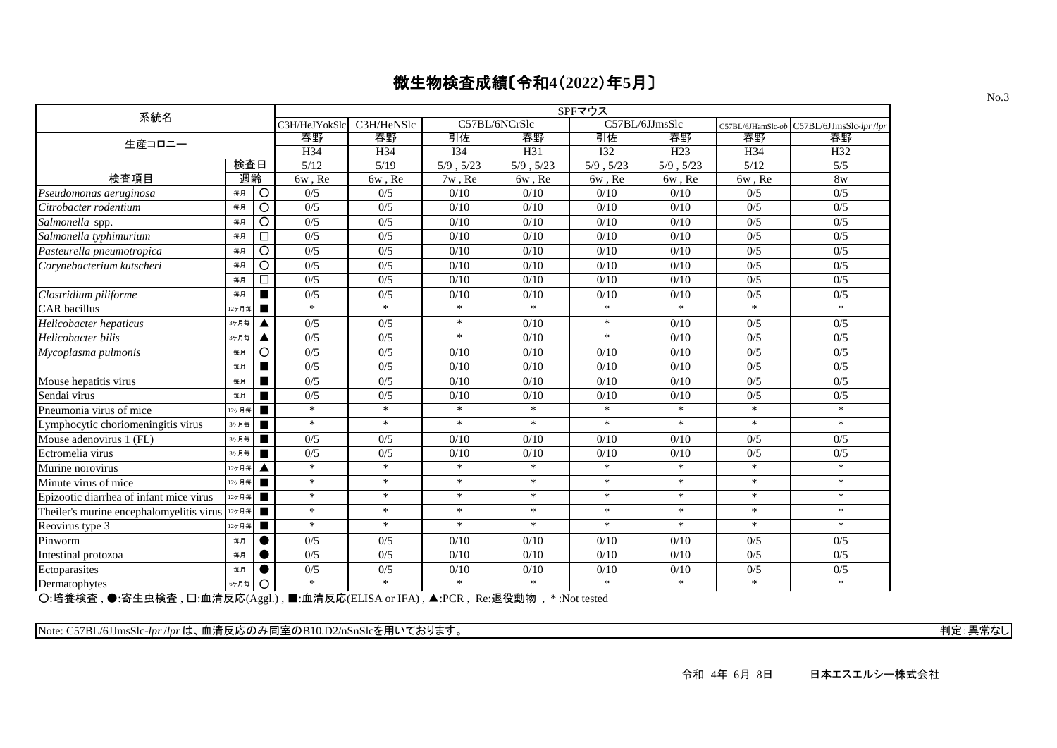# 微生物検査成績〔令和4(2022)年5月〕

No.3

| 系統名 | | | SPFマウス | | | | | | | |
|---|---|---|---|---|---|---|---|---|---|---|
| | | | C3H/HeJYokSlc | C3H/HeNSlc | C57BL/6NCrSlc | | C57BL/6JJmsSlc | | C57BL/6JHamSlc-*ob* | C57BL/6JJmsSlc-*lpr*/*lpr* |
| 生産コロニー | | | 春野 | 春野 | 引佐 | 春野 | 引佐 | 春野 | 春野 | 春野 |
| | | | H34 | H34 | I34 | H31 | I32 | H23 | H34 | H32 |
| | 検査日 | | 5/12 | 5/19 | 5/9 , 5/23 | 5/9 , 5/23 | 5/9 , 5/23 | 5/9 , 5/23 | 5/12 | 5/5 |
| 検査項目 | 週齢 | | 6w , Re | 6w , Re | 7w , Re | 6w , Re | 6w , Re | 6w , Re | 6w , Re | 8w |
| *Pseudomonas aeruginosa* | 毎月 | ○ | 0/5 | 0/5 | 0/10 | 0/10 | 0/10 | 0/10 | 0/5 | 0/5 |
| *Citrobacter rodentium* | 毎月 | ○ | 0/5 | 0/5 | 0/10 | 0/10 | 0/10 | 0/10 | 0/5 | 0/5 |
| *Salmonella* spp. | 毎月 | ○ | 0/5 | 0/5 | 0/10 | 0/10 | 0/10 | 0/10 | 0/5 | 0/5 |
| *Salmonella typhimurium* | 毎月 | □ | 0/5 | 0/5 | 0/10 | 0/10 | 0/10 | 0/10 | 0/5 | 0/5 |
| *Pasteurella pneumotropica* | 毎月 | ○ | 0/5 | 0/5 | 0/10 | 0/10 | 0/10 | 0/10 | 0/5 | 0/5 |
| *Corynebacterium kutscheri* | 毎月 | ○ | 0/5 | 0/5 | 0/10 | 0/10 | 0/10 | 0/10 | 0/5 | 0/5 |
| | 毎月 | □ | 0/5 | 0/5 | 0/10 | 0/10 | 0/10 | 0/10 | 0/5 | 0/5 |
| *Clostridium piliforme* | 毎月 | ■ | 0/5 | 0/5 | 0/10 | 0/10 | 0/10 | 0/10 | 0/5 | 0/5 |
| CAR bacillus | 12ヶ月毎 | ■ | * | * | * | * | * | * | * | * |
| *Helicobacter hepaticus* | 3ヶ月毎 | ▲ | 0/5 | 0/5 | * | 0/10 | * | 0/10 | 0/5 | 0/5 |
| *Helicobacter bilis* | 3ヶ月毎 | ▲ | 0/5 | 0/5 | * | 0/10 | * | 0/10 | 0/5 | 0/5 |
| *Mycoplasma pulmonis* | 毎月 | ○ | 0/5 | 0/5 | 0/10 | 0/10 | 0/10 | 0/10 | 0/5 | 0/5 |
| | 毎月 | ■ | 0/5 | 0/5 | 0/10 | 0/10 | 0/10 | 0/10 | 0/5 | 0/5 |
| Mouse hepatitis virus | 毎月 | ■ | 0/5 | 0/5 | 0/10 | 0/10 | 0/10 | 0/10 | 0/5 | 0/5 |
| Sendai virus | 毎月 | ■ | 0/5 | 0/5 | 0/10 | 0/10 | 0/10 | 0/10 | 0/5 | 0/5 |
| Pneumonia virus of mice | 12ヶ月毎 | ■ | * | * | * | * | * | * | * | * |
| Lymphocytic choriomeningitis virus | 3ヶ月毎 | ■ | * | * | * | * | * | * | * | * |
| Mouse adenovirus 1 (FL) | 3ヶ月毎 | ■ | 0/5 | 0/5 | 0/10 | 0/10 | 0/10 | 0/10 | 0/5 | 0/5 |
| Ectromelia virus | 3ヶ月毎 | ■ | 0/5 | 0/5 | 0/10 | 0/10 | 0/10 | 0/10 | 0/5 | 0/5 |
| Murine norovirus | 12ヶ月毎 | ▲ | * | * | * | * | * | * | * | * |
| Minute virus of mice | 12ヶ月毎 | ■ | * | * | * | * | * | * | * | * |
| Epizootic diarrhea of infant mice virus | 12ヶ月毎 | ■ | * | * | * | * | * | * | * | * |
| Theiler's murine encephalomyelitis virus | 12ヶ月毎 | ■ | * | * | * | * | * | * | * | * |
| Reovirus type 3 | 12ヶ月毎 | ■ | * | * | * | * | * | * | * | * |
| Pinworm | 毎月 | ● | 0/5 | 0/5 | 0/10 | 0/10 | 0/10 | 0/10 | 0/5 | 0/5 |
| Intestinal protozoa | 毎月 | ● | 0/5 | 0/5 | 0/10 | 0/10 | 0/10 | 0/10 | 0/5 | 0/5 |
| Ectoparasites | 毎月 | ● | 0/5 | 0/5 | 0/10 | 0/10 | 0/10 | 0/10 | 0/5 | 0/5 |
| Dermatophytes | 6ヶ月毎 | ○ | * | * | * | * | * | * | * | * |

○:培養検査 , ●:寄生虫検査 , □:血清反応(Aggl.) , ■:血清反応(ELISA or IFA) , ▲:PCR , Re:退役動物 , *:Not tested

Note: C57BL/6JJmsSlc-*lpr*/*lpr* は、血清反応のみ同室のB10.D2/nSnSlcを用いております。

判定:異常なし

令和 4年 6月 8日　　日本エスエルシー株式会社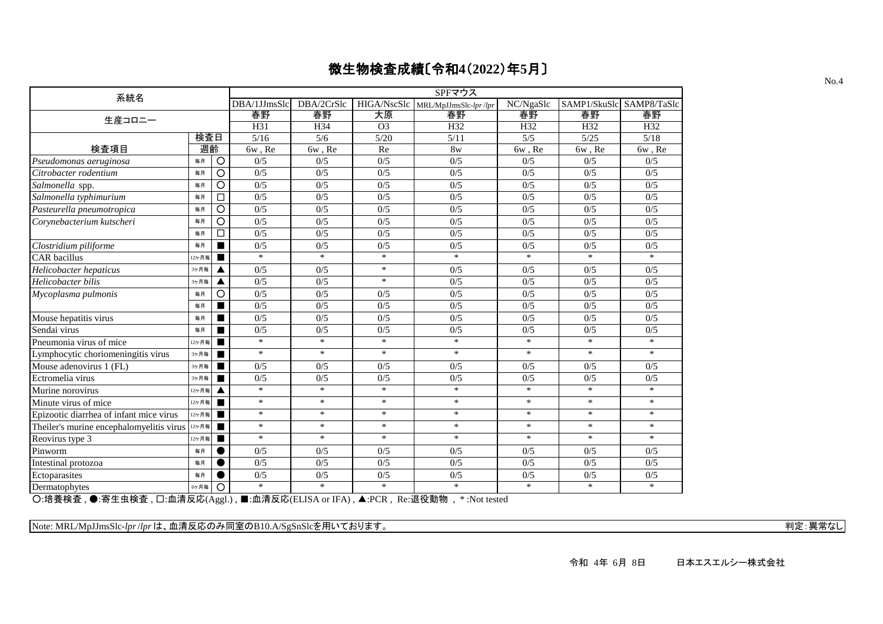# 微生物検査成績〔令和4(2022)年5月〕

No.4

| 系統名 | | | SPFマウス | | | | | | |
|---|---|---|---|---|---|---|---|---|---|
| | | | DBA/1JJmsSlc | DBA/2CrSlc | HIGA/NscSlc | MRL/MpJJmsSlc-*lpr*/*lpr* | NC/NgaSlc | SAMP1/SkuSlc | SAMP8/TaSlc |
| 生産コロニー | | | 春野 | 春野 | 大原 | 春野 | 春野 | 春野 | 春野 |
| | | | H31 | H34 | O3 | H32 | H32 | H32 | H32 |
| | 検査日 | | 5/16 | 5/6 | 5/20 | 5/11 | 5/5 | 5/25 | 5/18 |
| 検査項目 | 週齢 | | 6w , Re | 6w , Re | Re | 8w | 6w , Re | 6w , Re | 6w , Re |
| *Pseudomonas aeruginosa* | 毎月 | ○ | 0/5 | 0/5 | 0/5 | 0/5 | 0/5 | 0/5 | 0/5 |
| *Citrobacter rodentium* | 毎月 | ○ | 0/5 | 0/5 | 0/5 | 0/5 | 0/5 | 0/5 | 0/5 |
| *Salmonella* spp. | 毎月 | ○ | 0/5 | 0/5 | 0/5 | 0/5 | 0/5 | 0/5 | 0/5 |
| *Salmonella typhimurium* | 毎月 | □ | 0/5 | 0/5 | 0/5 | 0/5 | 0/5 | 0/5 | 0/5 |
| *Pasteurella pneumotropica* | 毎月 | ○ | 0/5 | 0/5 | 0/5 | 0/5 | 0/5 | 0/5 | 0/5 |
| *Corynebacterium kutscheri* | 毎月 | ○ | 0/5 | 0/5 | 0/5 | 0/5 | 0/5 | 0/5 | 0/5 |
| | 毎月 | □ | 0/5 | 0/5 | 0/5 | 0/5 | 0/5 | 0/5 | 0/5 |
| *Clostridium piliforme* | 毎月 | ■ | 0/5 | 0/5 | 0/5 | 0/5 | 0/5 | 0/5 | 0/5 |
| CAR bacillus | 12ヶ月毎 | ■ | * | * | * | * | * | * | * |
| *Helicobacter hepaticus* | 3ヶ月毎 | ▲ | 0/5 | 0/5 | * | 0/5 | 0/5 | 0/5 | 0/5 |
| *Helicobacter bilis* | 3ヶ月毎 | ▲ | 0/5 | 0/5 | * | 0/5 | 0/5 | 0/5 | 0/5 |
| *Mycoplasma pulmonis* | 毎月 | ○ | 0/5 | 0/5 | 0/5 | 0/5 | 0/5 | 0/5 | 0/5 |
| | 毎月 | ■ | 0/5 | 0/5 | 0/5 | 0/5 | 0/5 | 0/5 | 0/5 |
| Mouse hepatitis virus | 毎月 | ■ | 0/5 | 0/5 | 0/5 | 0/5 | 0/5 | 0/5 | 0/5 |
| Sendai virus | 毎月 | ■ | 0/5 | 0/5 | 0/5 | 0/5 | 0/5 | 0/5 | 0/5 |
| Pneumonia virus of mice | 12ヶ月毎 | ■ | * | * | * | * | * | * | * |
| Lymphocytic choriomeningitis virus | 3ヶ月毎 | ■ | * | * | * | * | * | * | * |
| Mouse adenovirus 1 (FL) | 3ヶ月毎 | ■ | 0/5 | 0/5 | 0/5 | 0/5 | 0/5 | 0/5 | 0/5 |
| Ectromelia virus | 3ヶ月毎 | ■ | 0/5 | 0/5 | 0/5 | 0/5 | 0/5 | 0/5 | 0/5 |
| Murine norovirus | 12ヶ月毎 | ▲ | * | * | * | * | * | * | * |
| Minute virus of mice | 12ヶ月毎 | ■ | * | * | * | * | * | * | * |
| Epizootic diarrhea of infant mice virus | 12ヶ月毎 | ■ | * | * | * | * | * | * | * |
| Theiler's murine encephalomyelitis virus | 12ヶ月毎 | ■ | * | * | * | * | * | * | * |
| Reovirus type 3 | 12ヶ月毎 | ■ | * | * | * | * | * | * | * |
| Pinworm | 毎月 | ● | 0/5 | 0/5 | 0/5 | 0/5 | 0/5 | 0/5 | 0/5 |
| Intestinal protozoa | 毎月 | ● | 0/5 | 0/5 | 0/5 | 0/5 | 0/5 | 0/5 | 0/5 |
| Ectoparasites | 毎月 | ● | 0/5 | 0/5 | 0/5 | 0/5 | 0/5 | 0/5 | 0/5 |
| Dermatophytes | 6ヶ月毎 | ○ | * | * | * | * | * | * | * |

○:培養検査 , ●:寄生虫検査 , □:血清反応(Aggl.) , ■:血清反応(ELISA or IFA) , ▲:PCR , Re:退役動物 , *:Not tested

Note: MRL/MpJJmsSlc-*lpr*/*lpr* は、血清反応のみ同室のB10.A/SgSnSlcを用いております。

判定:異常なし

令和 4年 6月 8日　　日本エスエルシー株式会社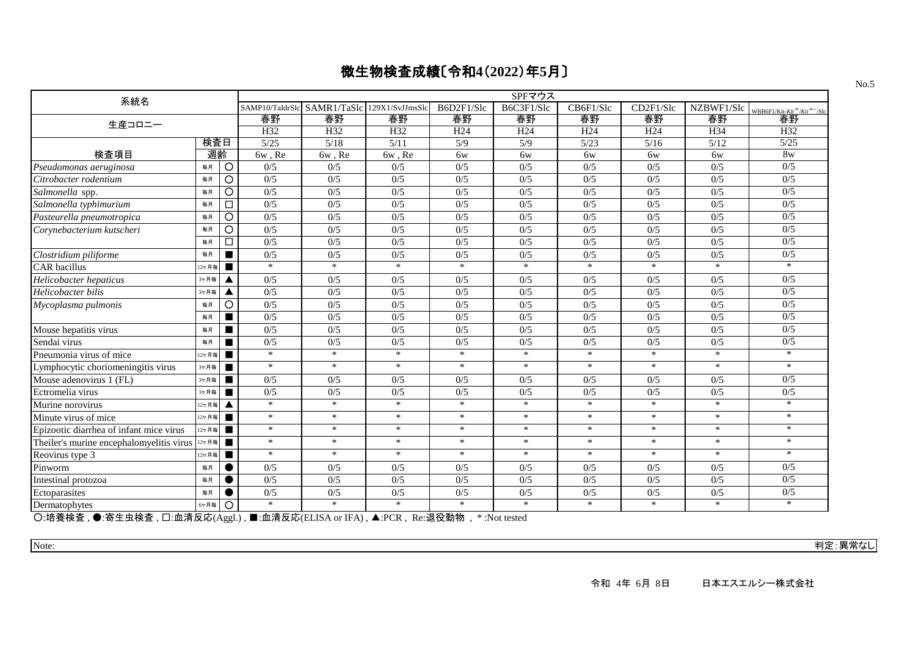# 微生物検査成績〔令和4(2022)年5月〕

No.5

| 系統名 | | | SPFマウス | | | | | | | | |
|---|---|---|---|---|---|---|---|---|---|---|---|
| | | | SAMP10/TaIdrSlc | SAMR1/TaSlc | 129X1/SvJJmsSlc | B6D2F1/Slc | B6C3F1/Slc | CB6F1/Slc | CD2F1/Slc | NZBWF1/Slc | WBB6F1/Kit-$Kit^{W}/Kit^{W-v}$/Slc |
| 生産コロニー | | | 春野 | 春野 | 春野 | 春野 | 春野 | 春野 | 春野 | 春野 | 春野 |
| | | | H32 | H32 | H32 | H24 | H24 | H24 | H24 | H34 | H32 |
| | 検査日 | | 5/25 | 5/18 | 5/11 | 5/9 | 5/9 | 5/23 | 5/16 | 5/12 | 5/25 |
| 検査項目 | 週齢 | | 6w , Re | 6w , Re | 6w , Re | 6w | 6w | 6w | 6w | 6w | 8w |
| *Pseudomonas aeruginosa* | 毎月 | ○ | 0/5 | 0/5 | 0/5 | 0/5 | 0/5 | 0/5 | 0/5 | 0/5 | 0/5 |
| *Citrobacter rodentium* | 毎月 | ○ | 0/5 | 0/5 | 0/5 | 0/5 | 0/5 | 0/5 | 0/5 | 0/5 | 0/5 |
| *Salmonella* spp. | 毎月 | ○ | 0/5 | 0/5 | 0/5 | 0/5 | 0/5 | 0/5 | 0/5 | 0/5 | 0/5 |
| *Salmonella typhimurium* | 毎月 | □ | 0/5 | 0/5 | 0/5 | 0/5 | 0/5 | 0/5 | 0/5 | 0/5 | 0/5 |
| *Pasteurella pneumotropica* | 毎月 | ○ | 0/5 | 0/5 | 0/5 | 0/5 | 0/5 | 0/5 | 0/5 | 0/5 | 0/5 |
| *Corynebacterium kutscheri* | 毎月 | ○ | 0/5 | 0/5 | 0/5 | 0/5 | 0/5 | 0/5 | 0/5 | 0/5 | 0/5 |
| | 毎月 | □ | 0/5 | 0/5 | 0/5 | 0/5 | 0/5 | 0/5 | 0/5 | 0/5 | 0/5 |
| *Clostridium piliforme* | 毎月 | ■ | 0/5 | 0/5 | 0/5 | 0/5 | 0/5 | 0/5 | 0/5 | 0/5 | 0/5 |
| CAR bacillus | 12ヶ月毎 | ■ | * | * | * | * | * | * | * | * | * |
| *Helicobacter hepaticus* | 3ヶ月毎 | ▲ | 0/5 | 0/5 | 0/5 | 0/5 | 0/5 | 0/5 | 0/5 | 0/5 | 0/5 |
| *Helicobacter bilis* | 3ヶ月毎 | ▲ | 0/5 | 0/5 | 0/5 | 0/5 | 0/5 | 0/5 | 0/5 | 0/5 | 0/5 |
| *Mycoplasma pulmonis* | 毎月 | ○ | 0/5 | 0/5 | 0/5 | 0/5 | 0/5 | 0/5 | 0/5 | 0/5 | 0/5 |
| | 毎月 | ■ | 0/5 | 0/5 | 0/5 | 0/5 | 0/5 | 0/5 | 0/5 | 0/5 | 0/5 |
| Mouse hepatitis virus | 毎月 | ■ | 0/5 | 0/5 | 0/5 | 0/5 | 0/5 | 0/5 | 0/5 | 0/5 | 0/5 |
| Sendai virus | 毎月 | ■ | 0/5 | 0/5 | 0/5 | 0/5 | 0/5 | 0/5 | 0/5 | 0/5 | 0/5 |
| Pneumonia virus of mice | 12ヶ月毎 | ■ | * | * | * | * | * | * | * | * | * |
| Lymphocytic choriomeningitis virus | 3ヶ月毎 | ■ | * | * | * | * | * | * | * | * | * |
| Mouse adenovirus 1 (FL) | 3ヶ月毎 | ■ | 0/5 | 0/5 | 0/5 | 0/5 | 0/5 | 0/5 | 0/5 | 0/5 | 0/5 |
| Ectromelia virus | 3ヶ月毎 | ■ | 0/5 | 0/5 | 0/5 | 0/5 | 0/5 | 0/5 | 0/5 | 0/5 | 0/5 |
| Murine norovirus | 12ヶ月毎 | ▲ | * | * | * | * | * | * | * | * | * |
| Minute virus of mice | 12ヶ月毎 | ■ | * | * | * | * | * | * | * | * | * |
| Epizootic diarrhea of infant mice virus | 12ヶ月毎 | ■ | * | * | * | * | * | * | * | * | * |
| Theiler's murine encephalomyelitis virus | 12ヶ月毎 | ■ | * | * | * | * | * | * | * | * | * |
| Reovirus type 3 | 12ヶ月毎 | ■ | * | * | * | * | * | * | * | * | * |
| Pinworm | 毎月 | ● | 0/5 | 0/5 | 0/5 | 0/5 | 0/5 | 0/5 | 0/5 | 0/5 | 0/5 |
| Intestinal protozoa | 毎月 | ● | 0/5 | 0/5 | 0/5 | 0/5 | 0/5 | 0/5 | 0/5 | 0/5 | 0/5 |
| Ectoparasites | 毎月 | ● | 0/5 | 0/5 | 0/5 | 0/5 | 0/5 | 0/5 | 0/5 | 0/5 | 0/5 |
| Dermatophytes | 6ヶ月毎 | ○ | * | * | * | * | * | * | * | * | * |

○:培養検査 , ●:寄生虫検査 , □:血清反応(Aggl.) , ■:血清反応(ELISA or IFA) , ▲:PCR , Re:退役動物 , *:Not tested

Note:

判定:異常なし

令和 4年 6月 8日　　日本エスエルシー株式会社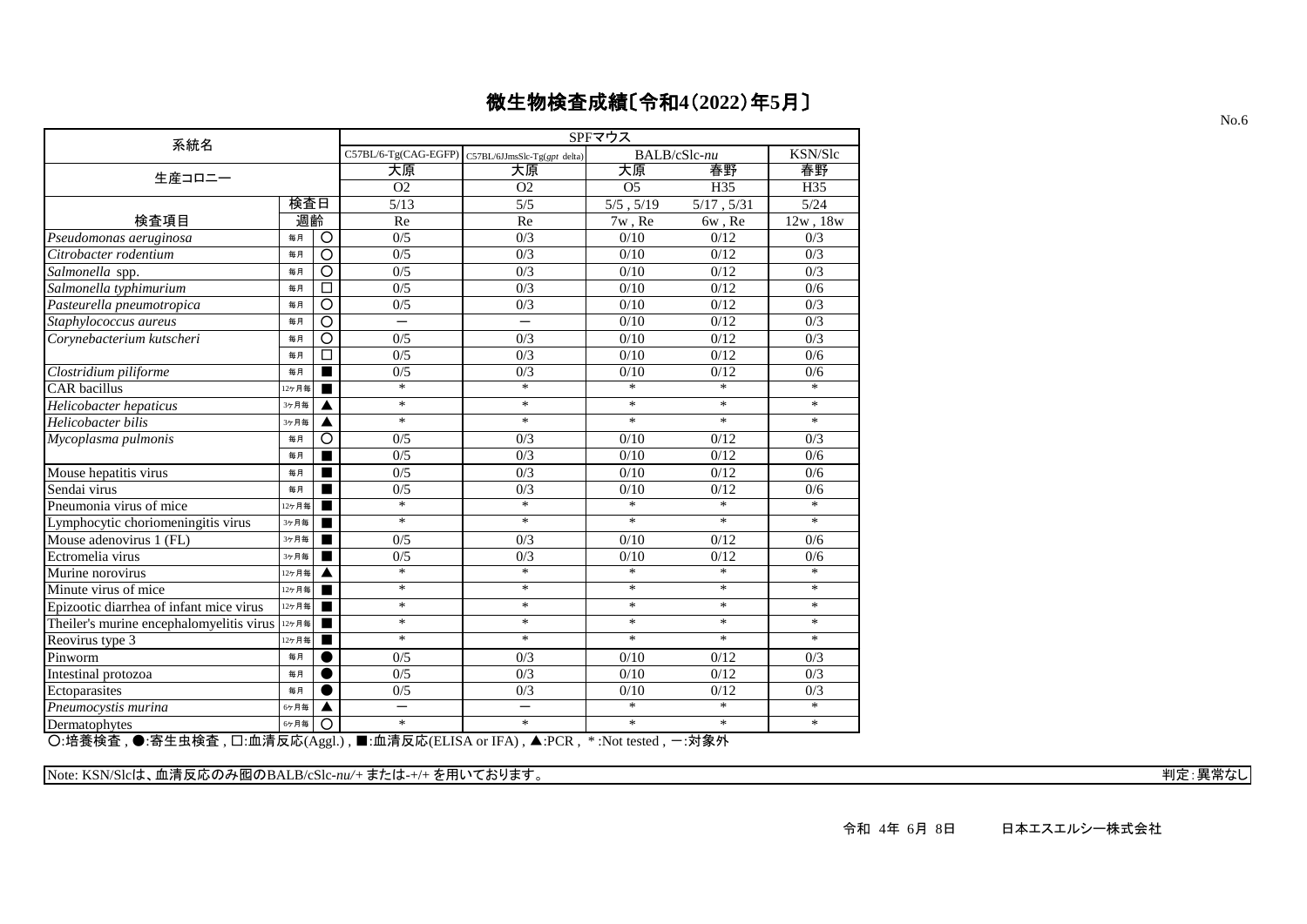# 微生物検査成績〔令和4(2022)年5月〕

No.6

| 系統名 | | | SPFマウス | | | | |
|---|---|---|---|---|---|---|---|
| | | | C57BL/6-Tg(CAG-EGFP) | C57BL/6JJmsSlc-Tg(*gpt* delta) | BALB/cSlc-*nu* | | KSN/Slc |
| 生産コロニー | | | 大原 | 大原 | 大原 | 春野 | 春野 |
| | | | O2 | O2 | O5 | H35 | H35 |
| | 検査日 | | 5/13 | 5/5 | 5/5 , 5/19 | 5/17 , 5/31 | 5/24 |
| 検査項目 | 週齢 | | Re | Re | 7w , Re | 6w , Re | 12w , 18w |
| *Pseudomonas aeruginosa* | 毎月 | ○ | 0/5 | 0/3 | 0/10 | 0/12 | 0/3 |
| *Citrobacter rodentium* | 毎月 | ○ | 0/5 | 0/3 | 0/10 | 0/12 | 0/3 |
| *Salmonella* spp. | 毎月 | ○ | 0/5 | 0/3 | 0/10 | 0/12 | 0/3 |
| *Salmonella typhimurium* | 毎月 | □ | 0/5 | 0/3 | 0/10 | 0/12 | 0/6 |
| *Pasteurella pneumotropica* | 毎月 | ○ | 0/5 | 0/3 | 0/10 | 0/12 | 0/3 |
| *Staphylococcus aureus* | 毎月 | ○ | ー | ー | 0/10 | 0/12 | 0/3 |
| *Corynebacterium kutscheri* | 毎月 | ○ | 0/5 | 0/3 | 0/10 | 0/12 | 0/3 |
| | 毎月 | □ | 0/5 | 0/3 | 0/10 | 0/12 | 0/6 |
| *Clostridium piliforme* | 毎月 | ■ | 0/5 | 0/3 | 0/10 | 0/12 | 0/6 |
| CAR bacillus | 12ヶ月毎 | ■ | * | * | * | * | * |
| *Helicobacter hepaticus* | 3ヶ月毎 | ▲ | * | * | * | * | * |
| *Helicobacter bilis* | 3ヶ月毎 | ▲ | * | * | * | * | * |
| *Mycoplasma pulmonis* | 毎月 | ○ | 0/5 | 0/3 | 0/10 | 0/12 | 0/3 |
| | 毎月 | ■ | 0/5 | 0/3 | 0/10 | 0/12 | 0/6 |
| Mouse hepatitis virus | 毎月 | ■ | 0/5 | 0/3 | 0/10 | 0/12 | 0/6 |
| Sendai virus | 毎月 | ■ | 0/5 | 0/3 | 0/10 | 0/12 | 0/6 |
| Pneumonia virus of mice | 12ヶ月毎 | ■ | * | * | * | * | * |
| Lymphocytic choriomeningitis virus | 3ヶ月毎 | ■ | * | * | * | * | * |
| Mouse adenovirus 1 (FL) | 3ヶ月毎 | ■ | 0/5 | 0/3 | 0/10 | 0/12 | 0/6 |
| Ectromelia virus | 3ヶ月毎 | ■ | 0/5 | 0/3 | 0/10 | 0/12 | 0/6 |
| Murine norovirus | 12ヶ月毎 | ▲ | * | * | * | * | * |
| Minute virus of mice | 12ヶ月毎 | ■ | * | * | * | * | * |
| Epizootic diarrhea of infant mice virus | 12ヶ月毎 | ■ | * | * | * | * | * |
| Theiler's murine encephalomyelitis virus | 12ヶ月毎 | ■ | * | * | * | * | * |
| Reovirus type 3 | 12ヶ月毎 | ■ | * | * | * | * | * |
| Pinworm | 毎月 | ● | 0/5 | 0/3 | 0/10 | 0/12 | 0/3 |
| Intestinal protozoa | 毎月 | ● | 0/5 | 0/3 | 0/10 | 0/12 | 0/3 |
| Ectoparasites | 毎月 | ● | 0/5 | 0/3 | 0/10 | 0/12 | 0/3 |
| *Pneumocystis murina* | 6ヶ月毎 | ▲ | ー | ー | * | * | * |
| Dermatophytes | 6ヶ月毎 | ○ | * | * | * | * | * |

○:培養検査 , ●:寄生虫検査 , □:血清反応(Aggl.) , ■:血清反応(ELISA or IFA) , ▲:PCR , * :Not tested , ー:対象外

Note: KSN/Slcは、血清反応のみ囮のBALB/cSlc-*nu*/+ または-+/+ を用いております。

判定:異常なし

令和 4年 6月 8日　　日本エスエルシー株式会社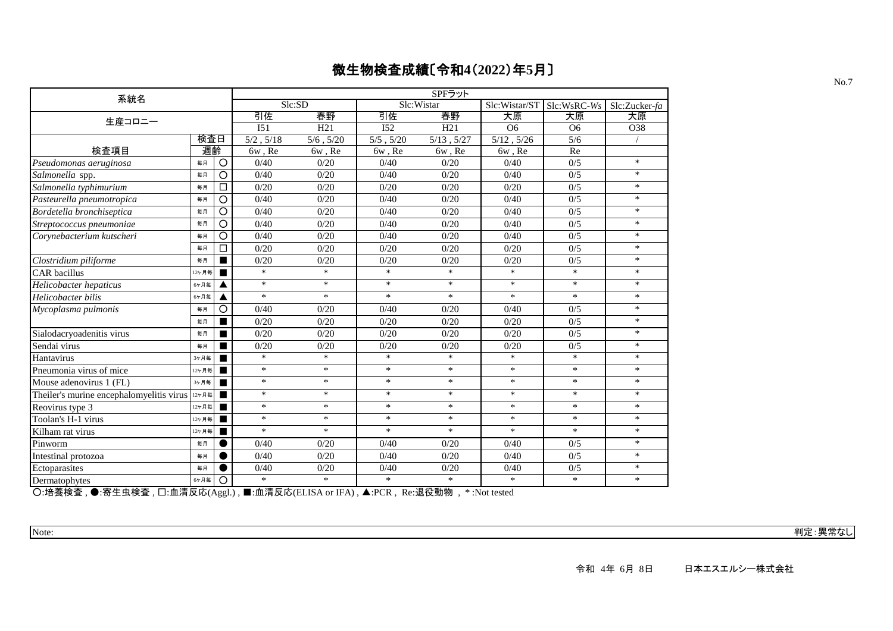# 微生物検査成績〔令和4(2022)年5月〕

| 系統名 | | | SPFラット | | | | | | |
|---|---|---|---|---|---|---|---|---|---|
| | | | Slc:SD | | Slc:Wistar | | Slc:Wistar/ST | Slc:WsRC-*Ws* | Slc:Zucker-*fa* |
| 生産コロニー | | | 引佐 | 春野 | 引佐 | 春野 | 大原 | 大原 | 大原 |
| | | | I51 | H21 | I52 | H21 | O6 | O6 | O38 |
| | 検査日 | | 5/2 , 5/18 | 5/6 , 5/20 | 5/5 , 5/20 | 5/13 , 5/27 | 5/12 , 5/26 | 5/6 | / |
| 検査項目 | 週齢 | | 6w , Re | 6w , Re | 6w , Re | 6w , Re | 6w , Re | Re | |
| *Pseudomonas aeruginosa* | 毎月 | ○ | 0/40 | 0/20 | 0/40 | 0/20 | 0/40 | 0/5 | * |
| *Salmonella* spp. | 毎月 | ○ | 0/40 | 0/20 | 0/40 | 0/20 | 0/40 | 0/5 | * |
| *Salmonella typhimurium* | 毎月 | □ | 0/20 | 0/20 | 0/20 | 0/20 | 0/20 | 0/5 | * |
| *Pasteurella pneumotropica* | 毎月 | ○ | 0/40 | 0/20 | 0/40 | 0/20 | 0/40 | 0/5 | * |
| *Bordetella bronchiseptica* | 毎月 | ○ | 0/40 | 0/20 | 0/40 | 0/20 | 0/40 | 0/5 | * |
| *Streptococcus pneumoniae* | 毎月 | ○ | 0/40 | 0/20 | 0/40 | 0/20 | 0/40 | 0/5 | * |
| *Corynebacterium kutscheri* | 毎月 | ○ | 0/40 | 0/20 | 0/40 | 0/20 | 0/40 | 0/5 | * |
| | 毎月 | □ | 0/20 | 0/20 | 0/20 | 0/20 | 0/20 | 0/5 | * |
| *Clostridium piliforme* | 毎月 | ■ | 0/20 | 0/20 | 0/20 | 0/20 | 0/20 | 0/5 | * |
| CAR bacillus | 12ヶ月毎 | ■ | * | * | * | * | * | * | * |
| *Helicobacter hepaticus* | 6ヶ月毎 | ▲ | * | * | * | * | * | * | * |
| *Helicobacter bilis* | 6ヶ月毎 | ▲ | * | * | * | * | * | * | * |
| *Mycoplasma pulmonis* | 毎月 | ○ | 0/40 | 0/20 | 0/40 | 0/20 | 0/40 | 0/5 | * |
| | 毎月 | ■ | 0/20 | 0/20 | 0/20 | 0/20 | 0/20 | 0/5 | * |
| Sialodacryoadenitis virus | 毎月 | ■ | 0/20 | 0/20 | 0/20 | 0/20 | 0/20 | 0/5 | * |
| Sendai virus | 毎月 | ■ | 0/20 | 0/20 | 0/20 | 0/20 | 0/20 | 0/5 | * |
| Hantavirus | 3ヶ月毎 | ■ | * | * | * | * | * | * | * |
| Pneumonia virus of mice | 12ヶ月毎 | ■ | * | * | * | * | * | * | * |
| Mouse adenovirus 1 (FL) | 3ヶ月毎 | ■ | * | * | * | * | * | * | * |
| Theiler's murine encephalomyelitis virus | 12ヶ月毎 | ■ | * | * | * | * | * | * | * |
| Reovirus type 3 | 12ヶ月毎 | ■ | * | * | * | * | * | * | * |
| Toolan's H-1 virus | 12ヶ月毎 | ■ | * | * | * | * | * | * | * |
| Kilham rat virus | 12ヶ月毎 | ■ | * | * | * | * | * | * | * |
| Pinworm | 毎月 | ● | 0/40 | 0/20 | 0/40 | 0/20 | 0/40 | 0/5 | * |
| Intestinal protozoa | 毎月 | ● | 0/40 | 0/20 | 0/40 | 0/20 | 0/40 | 0/5 | * |
| Ectoparasites | 毎月 | ● | 0/40 | 0/20 | 0/40 | 0/20 | 0/40 | 0/5 | * |
| Dermatophytes | 6ヶ月毎 | ○ | * | * | * | * | * | * | * |

○:培養検査 , ●:寄生虫検査 , □:血清反応(Aggl.) , ■:血清反応(ELISA or IFA) , ▲:PCR , Re:退役動物 , *:Not tested

Note:

判定:異常なし

令和 4年 6月 8日　　日本エスエルシー株式会社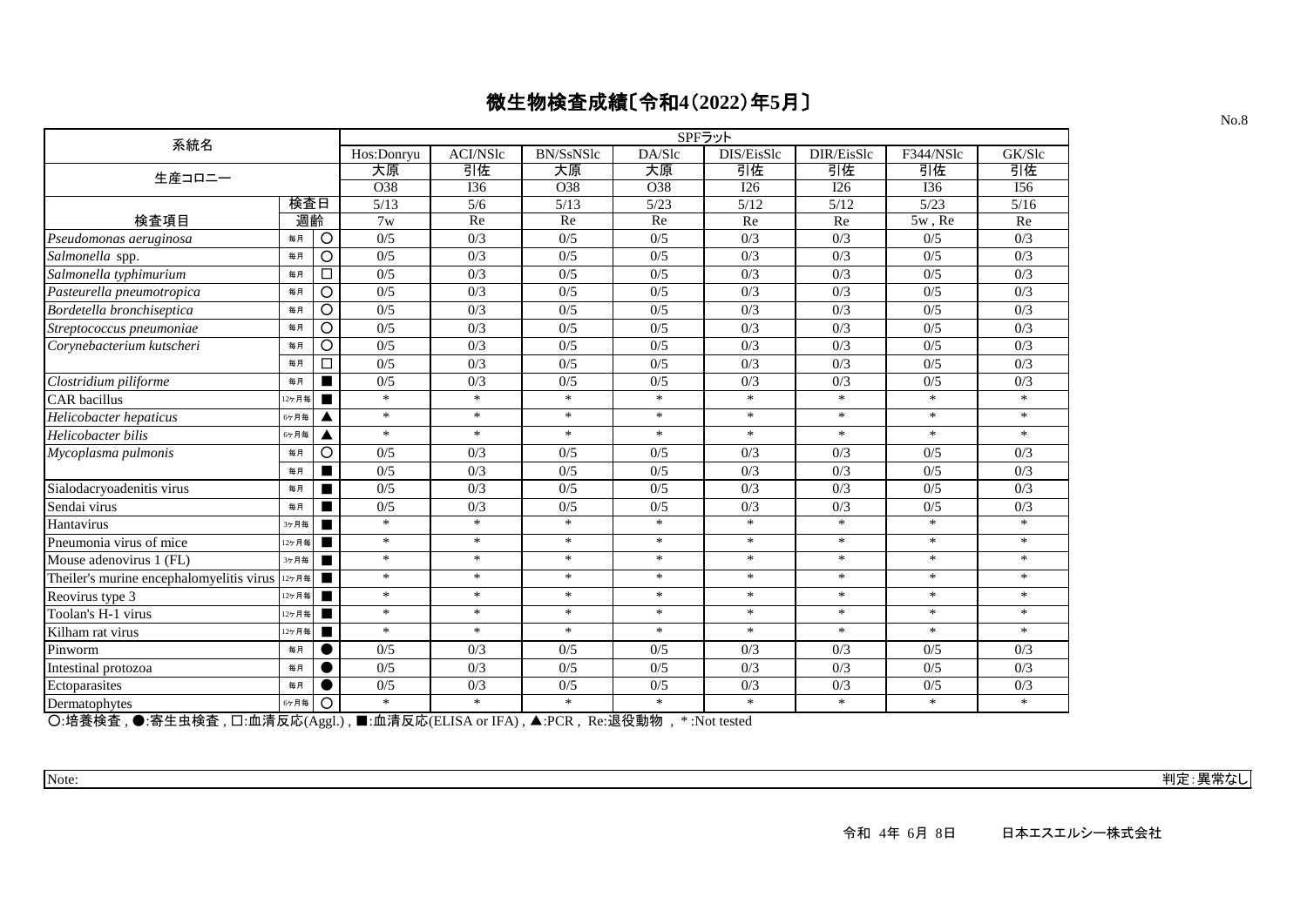# 微生物検査成績〔令和4(2022)年5月〕

| 系統名 | | | SPFラット | | | | | | | |
|---|---|---|---|---|---|---|---|---|---|---|
| | | | Hos:Donryu | ACI/NSlc | BN/SsNSlc | DA/Slc | DIS/EisSlc | DIR/EisSlc | F344/NSlc | GK/Slc |
| 生産コロニー | | | 大原 | 引佐 | 大原 | 大原 | 引佐 | 引佐 | 引佐 | 引佐 |
| | | | O38 | I36 | O38 | O38 | I26 | I26 | I36 | I56 |
| | 検査日 | | 5/13 | 5/6 | 5/13 | 5/23 | 5/12 | 5/12 | 5/23 | 5/16 |
| 検査項目 | 週齢 | | 7w | Re | Re | Re | Re | Re | 5w , Re | Re |
| *Pseudomonas aeruginosa* | 毎月 | ○ | 0/5 | 0/3 | 0/5 | 0/5 | 0/3 | 0/3 | 0/5 | 0/3 |
| *Salmonella* spp. | 毎月 | ○ | 0/5 | 0/3 | 0/5 | 0/5 | 0/3 | 0/3 | 0/5 | 0/3 |
| *Salmonella typhimurium* | 毎月 | □ | 0/5 | 0/3 | 0/5 | 0/5 | 0/3 | 0/3 | 0/5 | 0/3 |
| *Pasteurella pneumotropica* | 毎月 | ○ | 0/5 | 0/3 | 0/5 | 0/5 | 0/3 | 0/3 | 0/5 | 0/3 |
| *Bordetella bronchiseptica* | 毎月 | ○ | 0/5 | 0/3 | 0/5 | 0/5 | 0/3 | 0/3 | 0/5 | 0/3 |
| *Streptococcus pneumoniae* | 毎月 | ○ | 0/5 | 0/3 | 0/5 | 0/5 | 0/3 | 0/3 | 0/5 | 0/3 |
| *Corynebacterium kutscheri* | 毎月 | ○ | 0/5 | 0/3 | 0/5 | 0/5 | 0/3 | 0/3 | 0/5 | 0/3 |
| | 毎月 | □ | 0/5 | 0/3 | 0/5 | 0/5 | 0/3 | 0/3 | 0/5 | 0/3 |
| *Clostridium piliforme* | 毎月 | ■ | 0/5 | 0/3 | 0/5 | 0/5 | 0/3 | 0/3 | 0/5 | 0/3 |
| CAR bacillus | 12ヶ月毎 | ■ | * | * | * | * | * | * | * | * |
| *Helicobacter hepaticus* | 6ヶ月毎 | ▲ | * | * | * | * | * | * | * | * |
| *Helicobacter bilis* | 6ヶ月毎 | ▲ | * | * | * | * | * | * | * | * |
| *Mycoplasma pulmonis* | 毎月 | ○ | 0/5 | 0/3 | 0/5 | 0/5 | 0/3 | 0/3 | 0/5 | 0/3 |
| | 毎月 | ■ | 0/5 | 0/3 | 0/5 | 0/5 | 0/3 | 0/3 | 0/5 | 0/3 |
| Sialodacryoadenitis virus | 毎月 | ■ | 0/5 | 0/3 | 0/5 | 0/5 | 0/3 | 0/3 | 0/5 | 0/3 |
| Sendai virus | 毎月 | ■ | 0/5 | 0/3 | 0/5 | 0/5 | 0/3 | 0/3 | 0/5 | 0/3 |
| Hantavirus | 3ヶ月毎 | ■ | * | * | * | * | * | * | * | * |
| Pneumonia virus of mice | 12ヶ月毎 | ■ | * | * | * | * | * | * | * | * |
| Mouse adenovirus 1 (FL) | 3ヶ月毎 | ■ | * | * | * | * | * | * | * | * |
| Theiler's murine encephalomyelitis virus | 12ヶ月毎 | ■ | * | * | * | * | * | * | * | * |
| Reovirus type 3 | 12ヶ月毎 | ■ | * | * | * | * | * | * | * | * |
| Toolan's H-1 virus | 12ヶ月毎 | ■ | * | * | * | * | * | * | * | * |
| Kilham rat virus | 12ヶ月毎 | ■ | * | * | * | * | * | * | * | * |
| Pinworm | 毎月 | ● | 0/5 | 0/3 | 0/5 | 0/5 | 0/3 | 0/3 | 0/5 | 0/3 |
| Intestinal protozoa | 毎月 | ● | 0/5 | 0/3 | 0/5 | 0/5 | 0/3 | 0/3 | 0/5 | 0/3 |
| Ectoparasites | 毎月 | ● | 0/5 | 0/3 | 0/5 | 0/5 | 0/3 | 0/3 | 0/5 | 0/3 |
| Dermatophytes | 6ヶ月毎 | ○ | * | * | * | * | * | * | * | * |

○:培養検査 , ●:寄生虫検査 , □:血清反応(Aggl.) , ■:血清反応(ELISA or IFA) , ▲:PCR , Re:退役動物 , *:Not tested

Note:

判定:異常なし

令和 4年 6月 8日　　日本エスエルシー株式会社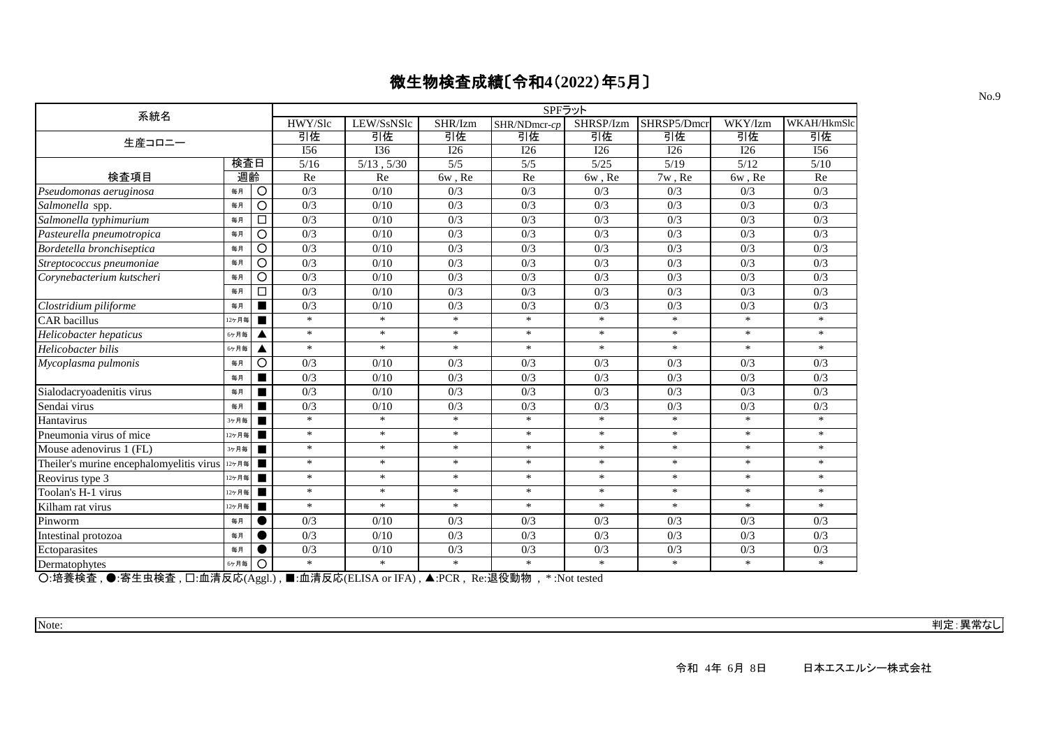# 微生物検査成績〔令和4(2022)年5月〕

No.9

| 系統名 | | | SPFラット | | | | | | | |
|---|---|---|---|---|---|---|---|---|---|---|
| | | | HWY/Slc | LEW/SsNSlc | SHR/Izm | SHR/NDmcr-*cp* | SHRSP/Izm | SHRSP5/Dmcr | WKY/Izm | WKAH/HkmSlc |
| 生産コロニー | | | 引佐 | 引佐 | 引佐 | 引佐 | 引佐 | 引佐 | 引佐 | 引佐 |
| | | | I56 | I36 | I26 | I26 | I26 | I26 | I26 | I56 |
| | 検査日 | | 5/16 | 5/13 , 5/30 | 5/5 | 5/5 | 5/25 | 5/19 | 5/12 | 5/10 |
| 検査項目 | 週齢 | | Re | Re | 6w , Re | Re | 6w , Re | 7w , Re | 6w , Re | Re |
| *Pseudomonas aeruginosa* | 毎月 | ○ | 0/3 | 0/10 | 0/3 | 0/3 | 0/3 | 0/3 | 0/3 | 0/3 |
| *Salmonella* spp. | 毎月 | ○ | 0/3 | 0/10 | 0/3 | 0/3 | 0/3 | 0/3 | 0/3 | 0/3 |
| *Salmonella typhimurium* | 毎月 | □ | 0/3 | 0/10 | 0/3 | 0/3 | 0/3 | 0/3 | 0/3 | 0/3 |
| *Pasteurella pneumotropica* | 毎月 | ○ | 0/3 | 0/10 | 0/3 | 0/3 | 0/3 | 0/3 | 0/3 | 0/3 |
| *Bordetella bronchiseptica* | 毎月 | ○ | 0/3 | 0/10 | 0/3 | 0/3 | 0/3 | 0/3 | 0/3 | 0/3 |
| *Streptococcus pneumoniae* | 毎月 | ○ | 0/3 | 0/10 | 0/3 | 0/3 | 0/3 | 0/3 | 0/3 | 0/3 |
| *Corynebacterium kutscheri* | 毎月 | ○ | 0/3 | 0/10 | 0/3 | 0/3 | 0/3 | 0/3 | 0/3 | 0/3 |
| | 毎月 | □ | 0/3 | 0/10 | 0/3 | 0/3 | 0/3 | 0/3 | 0/3 | 0/3 |
| *Clostridium piliforme* | 毎月 | ■ | 0/3 | 0/10 | 0/3 | 0/3 | 0/3 | 0/3 | 0/3 | 0/3 |
| CAR bacillus | 12ヶ月毎 | ■ | * | * | * | * | * | * | * | * |
| *Helicobacter hepaticus* | 6ヶ月毎 | ▲ | * | * | * | * | * | * | * | * |
| *Helicobacter bilis* | 6ヶ月毎 | ▲ | * | * | * | * | * | * | * | * |
| *Mycoplasma pulmonis* | 毎月 | ○ | 0/3 | 0/10 | 0/3 | 0/3 | 0/3 | 0/3 | 0/3 | 0/3 |
| | 毎月 | ■ | 0/3 | 0/10 | 0/3 | 0/3 | 0/3 | 0/3 | 0/3 | 0/3 |
| Sialodacryoadenitis virus | 毎月 | ■ | 0/3 | 0/10 | 0/3 | 0/3 | 0/3 | 0/3 | 0/3 | 0/3 |
| Sendai virus | 毎月 | ■ | 0/3 | 0/10 | 0/3 | 0/3 | 0/3 | 0/3 | 0/3 | 0/3 |
| Hantavirus | 3ヶ月毎 | ■ | * | * | * | * | * | * | * | * |
| Pneumonia virus of mice | 12ヶ月毎 | ■ | * | * | * | * | * | * | * | * |
| Mouse adenovirus 1 (FL) | 3ヶ月毎 | ■ | * | * | * | * | * | * | * | * |
| Theiler's murine encephalomyelitis virus | 12ヶ月毎 | ■ | * | * | * | * | * | * | * | * |
| Reovirus type 3 | 12ヶ月毎 | ■ | * | * | * | * | * | * | * | * |
| Toolan's H-1 virus | 12ヶ月毎 | ■ | * | * | * | * | * | * | * | * |
| Kilham rat virus | 12ヶ月毎 | ■ | * | * | * | * | * | * | * | * |
| Pinworm | 毎月 | ● | 0/3 | 0/10 | 0/3 | 0/3 | 0/3 | 0/3 | 0/3 | 0/3 |
| Intestinal protozoa | 毎月 | ● | 0/3 | 0/10 | 0/3 | 0/3 | 0/3 | 0/3 | 0/3 | 0/3 |
| Ectoparasites | 毎月 | ● | 0/3 | 0/10 | 0/3 | 0/3 | 0/3 | 0/3 | 0/3 | 0/3 |
| Dermatophytes | 6ヶ月毎 | ○ | * | * | * | * | * | * | * | * |

○:培養検査 , ●:寄生虫検査 , □:血清反応(Aggl.) , ■:血清反応(ELISA or IFA) , ▲:PCR , Re:退役動物 , *:Not tested

Note:

判定:異常なし

令和 4年 6月 8日　　日本エスエルシー株式会社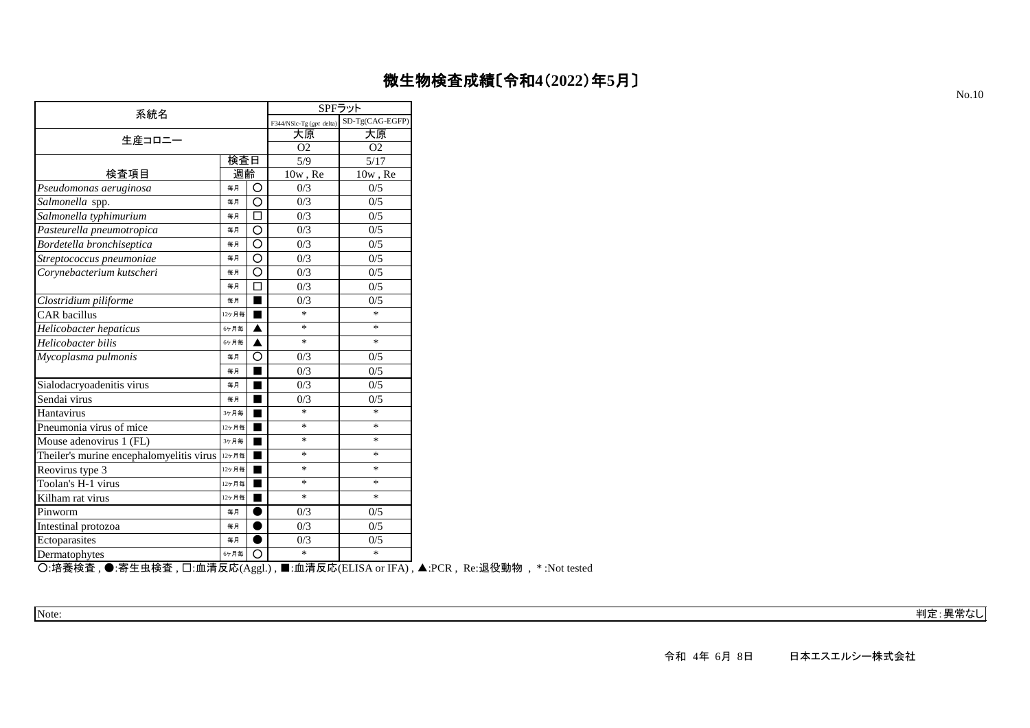# 微生物検査成績〔令和4(2022)年5月〕

No.10

| 系統名 | | | SPFラット | |
|---|---|---|---|---|
| | | | F344/NSlc-Tg (*gpt* delta) | SD-Tg(CAG-EGFP) |
| 生産コロニー | | | 大原 | 大原 |
| | | | O2 | O2 |
| | 検査日 | | 5/9 | 5/17 |
| 検査項目 | 週齢 | | 10w , Re | 10w , Re |
| *Pseudomonas aeruginosa* | 毎月 | ○ | 0/3 | 0/5 |
| *Salmonella* spp. | 毎月 | ○ | 0/3 | 0/5 |
| *Salmonella typhimurium* | 毎月 | □ | 0/3 | 0/5 |
| *Pasteurella pneumotropica* | 毎月 | ○ | 0/3 | 0/5 |
| *Bordetella bronchiseptica* | 毎月 | ○ | 0/3 | 0/5 |
| *Streptococcus pneumoniae* | 毎月 | ○ | 0/3 | 0/5 |
| *Corynebacterium kutscheri* | 毎月 | ○ | 0/3 | 0/5 |
| | 毎月 | □ | 0/3 | 0/5 |
| *Clostridium piliforme* | 毎月 | ■ | 0/3 | 0/5 |
| CAR bacillus | 12ヶ月毎 | ■ | * | * |
| *Helicobacter hepaticus* | 6ヶ月毎 | ▲ | * | * |
| *Helicobacter bilis* | 6ヶ月毎 | ▲ | * | * |
| *Mycoplasma pulmonis* | 毎月 | ○ | 0/3 | 0/5 |
| | 毎月 | ■ | 0/3 | 0/5 |
| Sialodacryoadenitis virus | 毎月 | ■ | 0/3 | 0/5 |
| Sendai virus | 毎月 | ■ | 0/3 | 0/5 |
| Hantavirus | 3ヶ月毎 | ■ | * | * |
| Pneumonia virus of mice | 12ヶ月毎 | ■ | * | * |
| Mouse adenovirus 1 (FL) | 3ヶ月毎 | ■ | * | * |
| Theiler's murine encephalomyelitis virus | 12ヶ月毎 | ■ | * | * |
| Reovirus type 3 | 12ヶ月毎 | ■ | * | * |
| Toolan's H-1 virus | 12ヶ月毎 | ■ | * | * |
| Kilham rat virus | 12ヶ月毎 | ■ | * | * |
| Pinworm | 毎月 | ● | 0/3 | 0/5 |
| Intestinal protozoa | 毎月 | ● | 0/3 | 0/5 |
| Ectoparasites | 毎月 | ● | 0/3 | 0/5 |
| Dermatophytes | 6ヶ月毎 | ○ | * | * |

○:培養検査 , ●:寄生虫検査 , □:血清反応(Aggl.) , ■:血清反応(ELISA or IFA) , ▲:PCR , Re:退役動物 , *:Not tested

Note:

判定:異常なし

令和 4年 6月 8日　　日本エスエルシー株式会社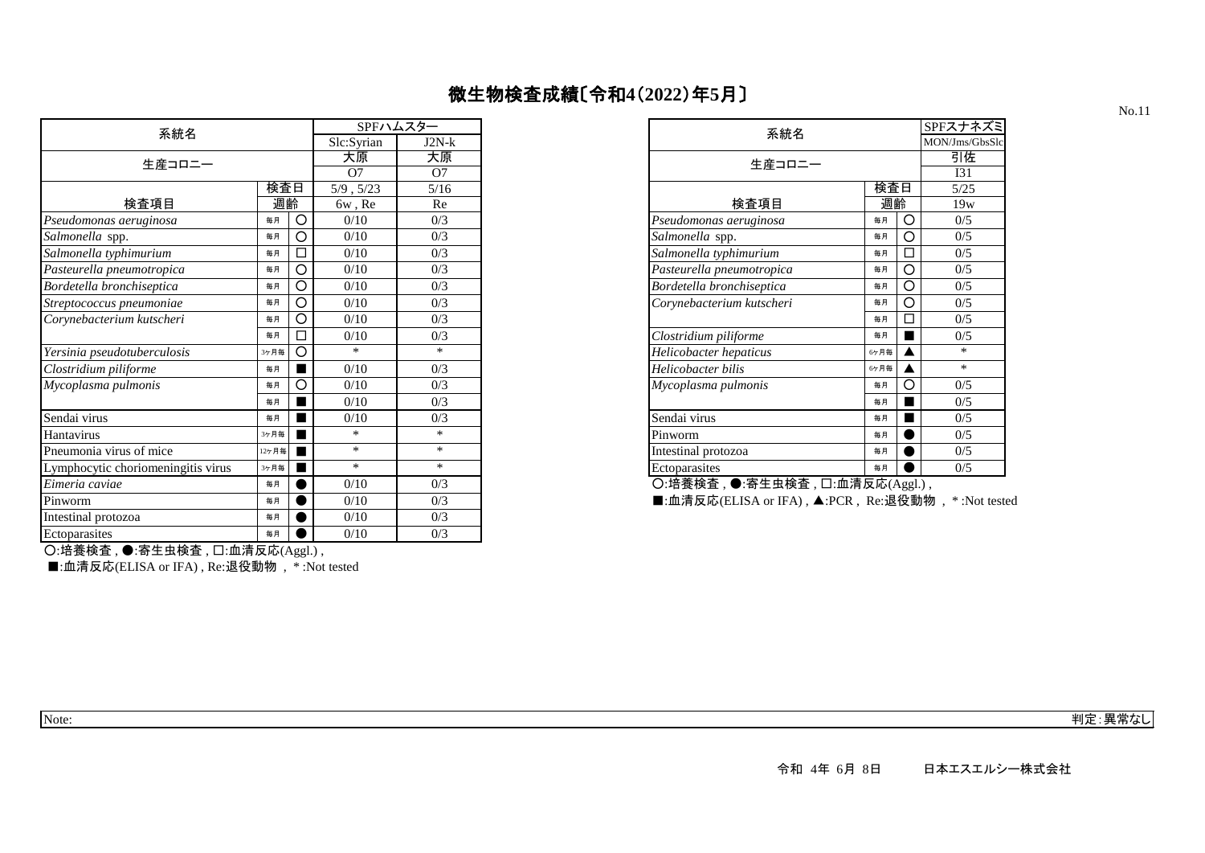# 微生物検査成績〔令和4(2022)年5月〕

No.11

| 系統名 | | | SPFハムスター | |
|---|---|---|---|---|
| | | | Slc:Syrian | J2N-k |
| 生産コロニー | | | 大原 | 大原 |
| | | | O7 | O7 |
| | 検査日 | | 5/9 , 5/23 | 5/16 |
| 検査項目 | 週齢 | | 6w , Re | Re |
| *Pseudomonas aeruginosa* | 毎月 | ○ | 0/10 | 0/3 |
| *Salmonella* spp. | 毎月 | ○ | 0/10 | 0/3 |
| *Salmonella typhimurium* | 毎月 | □ | 0/10 | 0/3 |
| *Pasteurella pneumotropica* | 毎月 | ○ | 0/10 | 0/3 |
| *Bordetella bronchiseptica* | 毎月 | ○ | 0/10 | 0/3 |
| *Streptococcus pneumoniae* | 毎月 | ○ | 0/10 | 0/3 |
| *Corynebacterium kutscheri* | 毎月 | ○ | 0/10 | 0/3 |
| | 毎月 | □ | 0/10 | 0/3 |
| *Yersinia pseudotuberculosis* | 3ヶ月毎 | ○ | * | * |
| *Clostridium piliforme* | 毎月 | ■ | 0/10 | 0/3 |
| *Mycoplasma pulmonis* | 毎月 | ○ | 0/10 | 0/3 |
| | 毎月 | ■ | 0/10 | 0/3 |
| Sendai virus | 毎月 | ■ | 0/10 | 0/3 |
| Hantavirus | 3ヶ月毎 | ■ | * | * |
| Pneumonia virus of mice | 12ヶ月毎 | ■ | * | * |
| Lymphocytic choriomeningitis virus | 3ヶ月毎 | ■ | * | * |
| *Eimeria caviae* | 毎月 | ● | 0/10 | 0/3 |
| Pinworm | 毎月 | ● | 0/10 | 0/3 |
| Intestinal protozoa | 毎月 | ● | 0/10 | 0/3 |
| Ectoparasites | 毎月 | ● | 0/10 | 0/3 |

○:培養検査 , ●:寄生虫検査 , □:血清反応(Aggl.) ,
■:血清反応(ELISA or IFA) , Re:退役動物 , * :Not tested

| 系統名 | | | SPFスナネズミ |
|---|---|---|---|
| | | | MON/Jms/GbsSlc |
| 生産コロニー | | | 引佐 |
| | | | I31 |
| | 検査日 | | 5/25 |
| 検査項目 | 週齢 | | 19w |
| *Pseudomonas aeruginosa* | 毎月 | ○ | 0/5 |
| *Salmonella* spp. | 毎月 | ○ | 0/5 |
| *Salmonella typhimurium* | 毎月 | □ | 0/5 |
| *Pasteurella pneumotropica* | 毎月 | ○ | 0/5 |
| *Bordetella bronchiseptica* | 毎月 | ○ | 0/5 |
| *Corynebacterium kutscheri* | 毎月 | ○ | 0/5 |
| | 毎月 | □ | 0/5 |
| *Clostridium piliforme* | 毎月 | ■ | 0/5 |
| *Helicobacter hepaticus* | 6ヶ月毎 | ▲ | * |
| *Helicobacter bilis* | 6ヶ月毎 | ▲ | * |
| *Mycoplasma pulmonis* | 毎月 | ○ | 0/5 |
| | 毎月 | ■ | 0/5 |
| Sendai virus | 毎月 | ■ | 0/5 |
| Pinworm | 毎月 | ● | 0/5 |
| Intestinal protozoa | 毎月 | ● | 0/5 |
| Ectoparasites | 毎月 | ● | 0/5 |

○:培養検査 , ●:寄生虫検査 , □:血清反応(Aggl.) ,
■:血清反応(ELISA or IFA) , ▲:PCR , Re:退役動物 , * :Not tested

Note: 判定:異常なし

令和 4年 6月 8日　　日本エスエルシー株式会社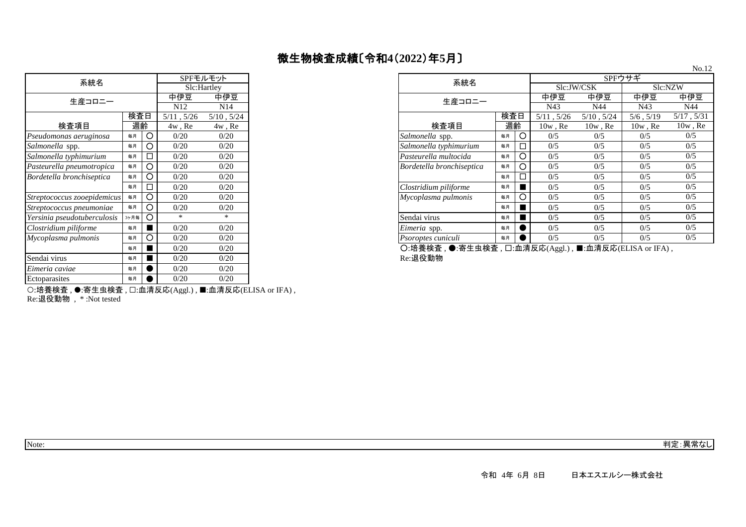# 微生物検査成績〔令和4(2022)年5月〕

No.12

| 系統名 | | | SPFモルモット | |
|---|---|---|---|---|
| | | | Slc:Hartley | |
| 生産コロニー | | | 中伊豆 | 中伊豆 |
| | | | N12 | N14 |
| | 検査日 | | 5/11 , 5/26 | 5/10 , 5/24 |
| 検査項目 | 週齢 | | 4w , Re | 4w , Re |
| *Pseudomonas aeruginosa* | 毎月 | ○ | 0/20 | 0/20 |
| *Salmonella* spp. | 毎月 | ○ | 0/20 | 0/20 |
| *Salmonella typhimurium* | 毎月 | □ | 0/20 | 0/20 |
| *Pasteurella pneumotropica* | 毎月 | ○ | 0/20 | 0/20 |
| *Bordetella bronchiseptica* | 毎月 | ○ | 0/20 | 0/20 |
| | 毎月 | □ | 0/20 | 0/20 |
| *Streptococcus zooepidemicus* | 毎月 | ○ | 0/20 | 0/20 |
| *Streptococcus pneumoniae* | 毎月 | ○ | 0/20 | 0/20 |
| *Yersinia pseudotuberculosis* | 3ヶ月毎 | ○ | * | * |
| *Clostridium piliforme* | 毎月 | ■ | 0/20 | 0/20 |
| *Mycoplasma pulmonis* | 毎月 | ○ | 0/20 | 0/20 |
| | 毎月 | ■ | 0/20 | 0/20 |
| Sendai virus | 毎月 | ■ | 0/20 | 0/20 |
| *Eimeria caviae* | 毎月 | ● | 0/20 | 0/20 |
| Ectoparasites | 毎月 | ● | 0/20 | 0/20 |

○:培養検査 , ●:寄生虫検査 , □:血清反応(Aggl.) , ■:血清反応(ELISA or IFA) ,
Re:退役動物 , * :Not tested

| 系統名 | | | SPFウサギ | | | |
|---|---|---|---|---|---|---|
| | | | Slc:JW/CSK | | Slc:NZW | |
| 生産コロニー | | | 中伊豆 | 中伊豆 | 中伊豆 | 中伊豆 |
| | | | N43 | N44 | N43 | N44 |
| | 検査日 | | 5/11 , 5/26 | 5/10 , 5/24 | 5/6 , 5/19 | 5/17 , 5/31 |
| 検査項目 | 週齢 | | 10w , Re | 10w , Re | 10w , Re | 10w , Re |
| *Salmonella* spp. | 毎月 | ○ | 0/5 | 0/5 | 0/5 | 0/5 |
| *Salmonella typhimurium* | 毎月 | □ | 0/5 | 0/5 | 0/5 | 0/5 |
| *Pasteurella multocida* | 毎月 | ○ | 0/5 | 0/5 | 0/5 | 0/5 |
| *Bordetella bronchiseptica* | 毎月 | ○ | 0/5 | 0/5 | 0/5 | 0/5 |
| | 毎月 | □ | 0/5 | 0/5 | 0/5 | 0/5 |
| *Clostridium piliforme* | 毎月 | ■ | 0/5 | 0/5 | 0/5 | 0/5 |
| *Mycoplasma pulmonis* | 毎月 | ○ | 0/5 | 0/5 | 0/5 | 0/5 |
| | 毎月 | ■ | 0/5 | 0/5 | 0/5 | 0/5 |
| Sendai virus | 毎月 | ■ | 0/5 | 0/5 | 0/5 | 0/5 |
| *Eimeria* spp. | 毎月 | ● | 0/5 | 0/5 | 0/5 | 0/5 |
| *Psoroptes cuniculi* | 毎月 | ● | 0/5 | 0/5 | 0/5 | 0/5 |

○:培養検査 , ●:寄生虫検査 , □:血清反応(Aggl.) , ■:血清反応(ELISA or IFA) ,
Re:退役動物

Note: 判定:異常なし

令和 4年 6月 8日 日本エスエルシー株式会社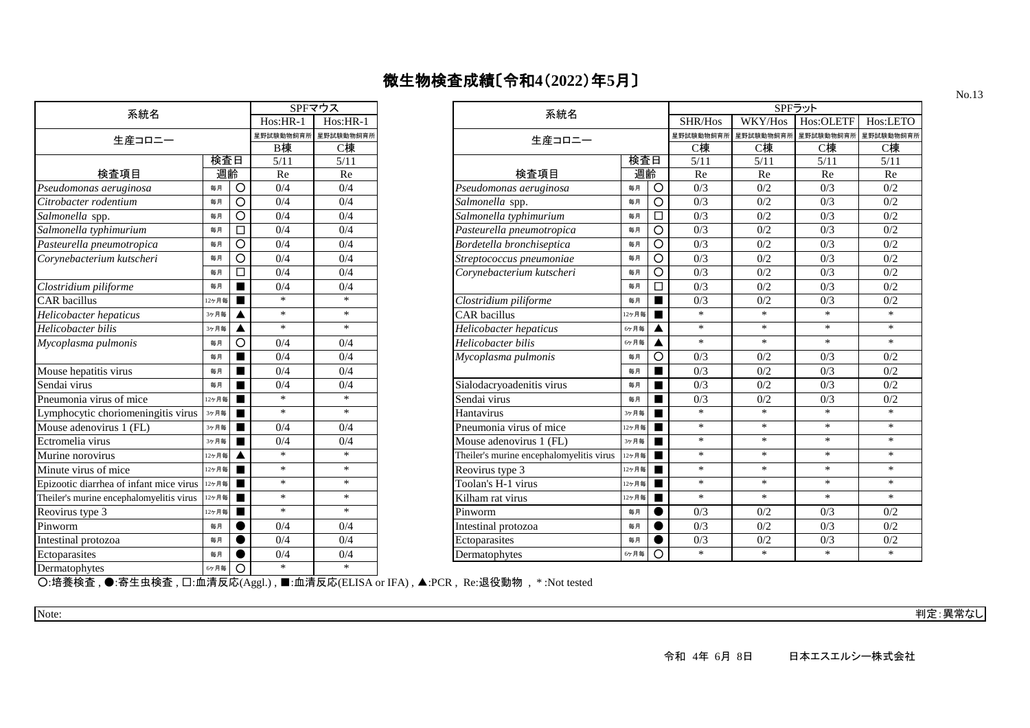# 微生物検査成績〔令和4(2022)年5月〕

| 系統名 | | | SPFマウス | |
|---|---|---|---|---|
| | | | Hos:HR-1 | Hos:HR-1 |
| 生産コロニー | | | 星野試験動物飼育所 B棟 | 星野試験動物飼育所 C棟 |
| | 検査日 | | 5/11 | 5/11 |
| 検査項目 | 週齢 | | Re | Re |
| *Pseudomonas aeruginosa* | 毎月 | ○ | 0/4 | 0/4 |
| *Citrobacter rodentium* | 毎月 | ○ | 0/4 | 0/4 |
| *Salmonella* spp. | 毎月 | ○ | 0/4 | 0/4 |
| *Salmonella typhimurium* | 毎月 | □ | 0/4 | 0/4 |
| *Pasteurella pneumotropica* | 毎月 | ○ | 0/4 | 0/4 |
| *Corynebacterium kutscheri* | 毎月 | ○ | 0/4 | 0/4 |
| | 毎月 | □ | 0/4 | 0/4 |
| *Clostridium piliforme* | 毎月 | ■ | 0/4 | 0/4 |
| CAR bacillus | 12ヶ月毎 | ■ | * | * |
| *Helicobacter hepaticus* | 3ヶ月毎 | ▲ | * | * |
| *Helicobacter bilis* | 3ヶ月毎 | ▲ | * | * |
| *Mycoplasma pulmonis* | 毎月 | ○ | 0/4 | 0/4 |
| | 毎月 | ■ | 0/4 | 0/4 |
| Mouse hepatitis virus | 毎月 | ■ | 0/4 | 0/4 |
| Sendai virus | 毎月 | ■ | 0/4 | 0/4 |
| Pneumonia virus of mice | 12ヶ月毎 | ■ | * | * |
| Lymphocytic choriomeningitis virus | 3ヶ月毎 | ■ | * | * |
| Mouse adenovirus 1 (FL) | 3ヶ月毎 | ■ | 0/4 | 0/4 |
| Ectromelia virus | 3ヶ月毎 | ■ | 0/4 | 0/4 |
| Murine norovirus | 12ヶ月毎 | ▲ | * | * |
| Minute virus of mice | 12ヶ月毎 | ■ | * | * |
| Epizootic diarrhea of infant mice virus | 12ヶ月毎 | ■ | * | * |
| Theiler's murine encephalomyelitis virus | 12ヶ月毎 | ■ | * | * |
| Reovirus type 3 | 12ヶ月毎 | ■ | * | * |
| Pinworm | 毎月 | ● | 0/4 | 0/4 |
| Intestinal protozoa | 毎月 | ● | 0/4 | 0/4 |
| Ectoparasites | 毎月 | ● | 0/4 | 0/4 |
| Dermatophytes | 6ヶ月毎 | ○ | * | * |

| 系統名 | | | SPFラット | | | |
|---|---|---|---|---|---|---|
| | | | SHR/Hos | WKY/Hos | Hos:OLETF | Hos:LETO |
| 生産コロニー | | | 星野試験動物飼育所 C棟 | 星野試験動物飼育所 C棟 | 星野試験動物飼育所 C棟 | 星野試験動物飼育所 C棟 |
| | 検査日 | | 5/11 | 5/11 | 5/11 | 5/11 |
| 検査項目 | 週齢 | | Re | Re | Re | Re |
| *Pseudomonas aeruginosa* | 毎月 | ○ | 0/3 | 0/2 | 0/3 | 0/2 |
| *Salmonella* spp. | 毎月 | ○ | 0/3 | 0/2 | 0/3 | 0/2 |
| *Salmonella typhimurium* | 毎月 | □ | 0/3 | 0/2 | 0/3 | 0/2 |
| *Pasteurella pneumotropica* | 毎月 | ○ | 0/3 | 0/2 | 0/3 | 0/2 |
| *Bordetella bronchiseptica* | 毎月 | ○ | 0/3 | 0/2 | 0/3 | 0/2 |
| *Streptococcus pneumoniae* | 毎月 | ○ | 0/3 | 0/2 | 0/3 | 0/2 |
| *Corynebacterium kutscheri* | 毎月 | ○ | 0/3 | 0/2 | 0/3 | 0/2 |
| | 毎月 | □ | 0/3 | 0/2 | 0/3 | 0/2 |
| *Clostridium piliforme* | 毎月 | ■ | 0/3 | 0/2 | 0/3 | 0/2 |
| CAR bacillus | 12ヶ月毎 | ■ | * | * | * | * |
| *Helicobacter hepaticus* | 6ヶ月毎 | ▲ | * | * | * | * |
| *Helicobacter bilis* | 6ヶ月毎 | ▲ | * | * | * | * |
| *Mycoplasma pulmonis* | 毎月 | ○ | 0/3 | 0/2 | 0/3 | 0/2 |
| | 毎月 | ■ | 0/3 | 0/2 | 0/3 | 0/2 |
| Sialodacryoadenitis virus | 毎月 | ■ | 0/3 | 0/2 | 0/3 | 0/2 |
| Sendai virus | 毎月 | ■ | 0/3 | 0/2 | 0/3 | 0/2 |
| Hantavirus | 3ヶ月毎 | ■ | * | * | * | * |
| Pneumonia virus of mice | 12ヶ月毎 | ■ | * | * | * | * |
| Mouse adenovirus 1 (FL) | 3ヶ月毎 | ■ | * | * | * | * |
| Theiler's murine encephalomyelitis virus | 12ヶ月毎 | ■ | * | * | * | * |
| Reovirus type 3 | 12ヶ月毎 | ■ | * | * | * | * |
| Toolan's H-1 virus | 12ヶ月毎 | ■ | * | * | * | * |
| Kilham rat virus | 12ヶ月毎 | ■ | * | * | * | * |
| Pinworm | 毎月 | ● | 0/3 | 0/2 | 0/3 | 0/2 |
| Intestinal protozoa | 毎月 | ● | 0/3 | 0/2 | 0/3 | 0/2 |
| Ectoparasites | 毎月 | ● | 0/3 | 0/2 | 0/3 | 0/2 |
| Dermatophytes | 6ヶ月毎 | ○ | * | * | * | * |

○:培養検査 , ●:寄生虫検査 , □:血清反応(Aggl.) , ■:血清反応(ELISA or IFA) , ▲:PCR , Re:退役動物 , *:Not tested

Note:

判定:異常なし

令和 4年 6月 8日　　日本エスエルシー株式会社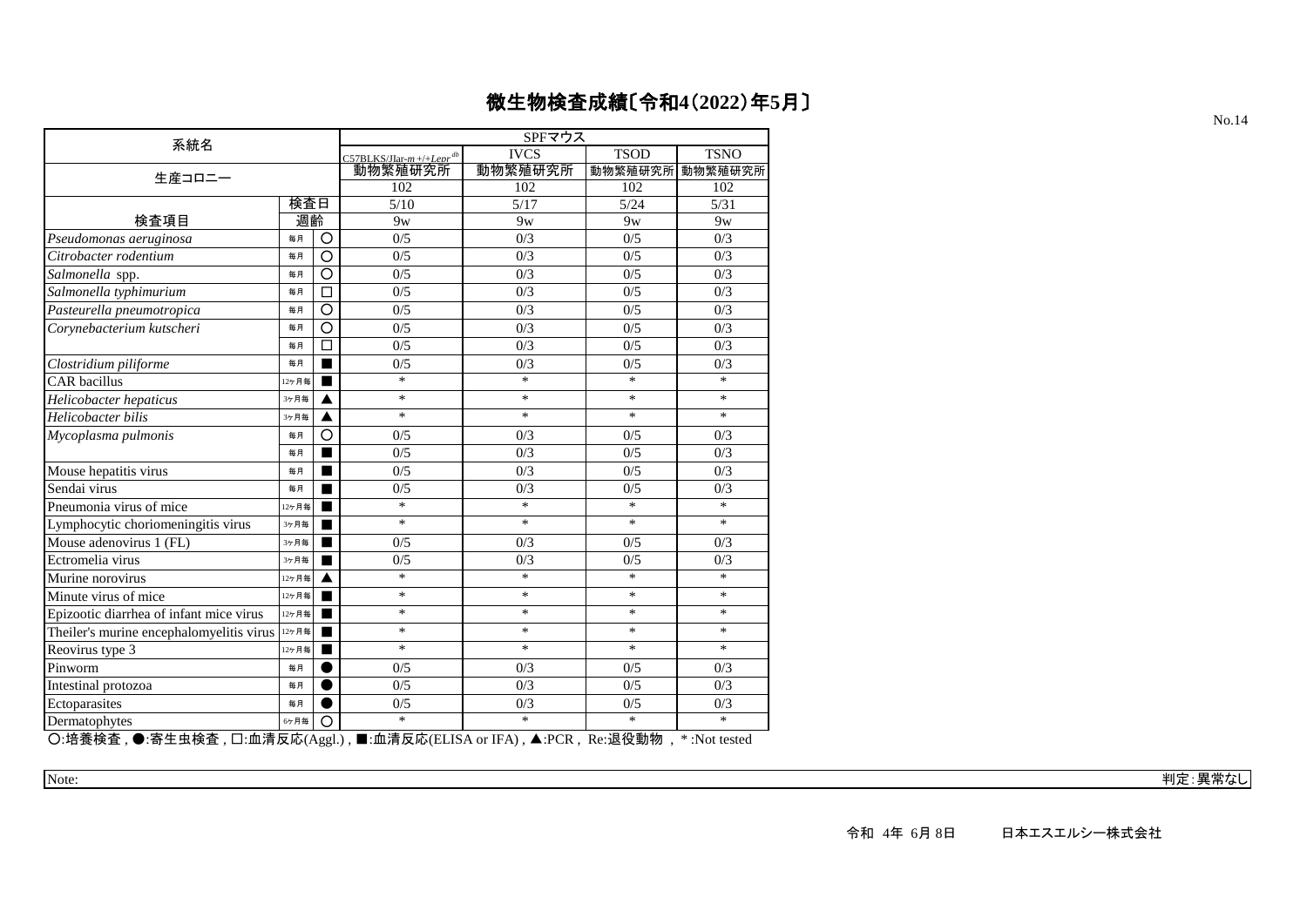# 微生物検査成績〔令和4(2022)年5月〕

No.14

| 系統名 | | | SPFマウス | | | |
|---|---|---|---|---|---|---|
| | | | C57BLKS/JJar-*m* +/+*Lepr* *db* | IVCS | TSOD | TSNO |
| 生産コロニー | | | 動物繁殖研究所 | 動物繁殖研究所 | 動物繁殖研究所 | 動物繁殖研究所 |
| | | | 102 | 102 | 102 | 102 |
| | 検査日 | | 5/10 | 5/17 | 5/24 | 5/31 |
| 検査項目 | 週齢 | | 9w | 9w | 9w | 9w |
| *Pseudomonas aeruginosa* | 毎月 | ○ | 0/5 | 0/3 | 0/5 | 0/3 |
| *Citrobacter rodentium* | 毎月 | ○ | 0/5 | 0/3 | 0/5 | 0/3 |
| *Salmonella* spp. | 毎月 | ○ | 0/5 | 0/3 | 0/5 | 0/3 |
| *Salmonella typhimurium* | 毎月 | □ | 0/5 | 0/3 | 0/5 | 0/3 |
| *Pasteurella pneumotropica* | 毎月 | ○ | 0/5 | 0/3 | 0/5 | 0/3 |
| *Corynebacterium kutscheri* | 毎月 | ○ | 0/5 | 0/3 | 0/5 | 0/3 |
| | 毎月 | □ | 0/5 | 0/3 | 0/5 | 0/3 |
| *Clostridium piliforme* | 毎月 | ■ | 0/5 | 0/3 | 0/5 | 0/3 |
| CAR bacillus | 12ヶ月毎 | ■ | * | * | * | * |
| *Helicobacter hepaticus* | 3ヶ月毎 | ▲ | * | * | * | * |
| *Helicobacter bilis* | 3ヶ月毎 | ▲ | * | * | * | * |
| *Mycoplasma pulmonis* | 毎月 | ○ | 0/5 | 0/3 | 0/5 | 0/3 |
| | 毎月 | ■ | 0/5 | 0/3 | 0/5 | 0/3 |
| Mouse hepatitis virus | 毎月 | ■ | 0/5 | 0/3 | 0/5 | 0/3 |
| Sendai virus | 毎月 | ■ | 0/5 | 0/3 | 0/5 | 0/3 |
| Pneumonia virus of mice | 12ヶ月毎 | ■ | * | * | * | * |
| Lymphocytic choriomeningitis virus | 3ヶ月毎 | ■ | * | * | * | * |
| Mouse adenovirus 1 (FL) | 3ヶ月毎 | ■ | 0/5 | 0/3 | 0/5 | 0/3 |
| Ectromelia virus | 3ヶ月毎 | ■ | 0/5 | 0/3 | 0/5 | 0/3 |
| Murine norovirus | 12ヶ月毎 | ▲ | * | * | * | * |
| Minute virus of mice | 12ヶ月毎 | ■ | * | * | * | * |
| Epizootic diarrhea of infant mice virus | 12ヶ月毎 | ■ | * | * | * | * |
| Theiler's murine encephalomyelitis virus | 12ヶ月毎 | ■ | * | * | * | * |
| Reovirus type 3 | 12ヶ月毎 | ■ | * | * | * | * |
| Pinworm | 毎月 | ● | 0/5 | 0/3 | 0/5 | 0/3 |
| Intestinal protozoa | 毎月 | ● | 0/5 | 0/3 | 0/5 | 0/3 |
| Ectoparasites | 毎月 | ● | 0/5 | 0/3 | 0/5 | 0/3 |
| Dermatophytes | 6ヶ月毎 | ○ | * | * | * | * |

○:培養検査 , ●:寄生虫検査 , □:血清反応(Aggl.) , ■:血清反応(ELISA or IFA) , ▲:PCR , Re:退役動物 , *:Not tested

Note: 判定:異常なし

令和 4年 6月 8日　　日本エスエルシー株式会社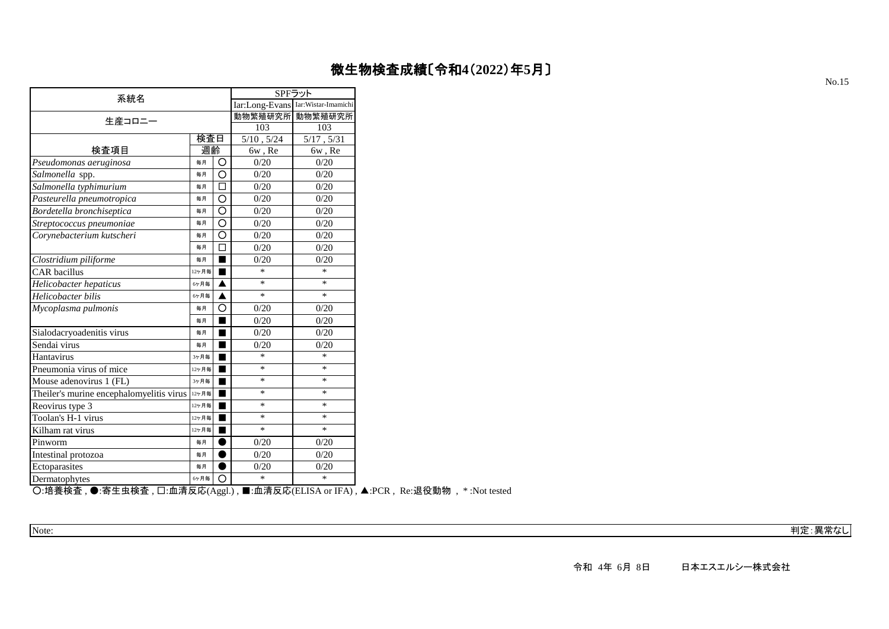# 微生物検査成績〔令和4(2022)年5月〕

No.15

| 系統名 | | | SPFラット | |
|---|---|---|---|---|
| | | | Iar:Long-Evans | Iar:Wistar-Imamichi |
| 生産コロニー | | | 動物繁殖研究所 | 動物繁殖研究所 |
| | | | 103 | 103 |
| | 検査日 | | 5/10 , 5/24 | 5/17 , 5/31 |
| 検査項目 | 週齢 | | 6w , Re | 6w , Re |
| *Pseudomonas aeruginosa* | 毎月 | ○ | 0/20 | 0/20 |
| *Salmonella* spp. | 毎月 | ○ | 0/20 | 0/20 |
| *Salmonella typhimurium* | 毎月 | □ | 0/20 | 0/20 |
| *Pasteurella pneumotropica* | 毎月 | ○ | 0/20 | 0/20 |
| *Bordetella bronchiseptica* | 毎月 | ○ | 0/20 | 0/20 |
| *Streptococcus pneumoniae* | 毎月 | ○ | 0/20 | 0/20 |
| *Corynebacterium kutscheri* | 毎月 | ○ | 0/20 | 0/20 |
| | 毎月 | □ | 0/20 | 0/20 |
| *Clostridium piliforme* | 毎月 | ■ | 0/20 | 0/20 |
| CAR bacillus | 12ヶ月毎 | ■ | * | * |
| *Helicobacter hepaticus* | 6ヶ月毎 | ▲ | * | * |
| *Helicobacter bilis* | 6ヶ月毎 | ▲ | * | * |
| *Mycoplasma pulmonis* | 毎月 | ○ | 0/20 | 0/20 |
| | 毎月 | ■ | 0/20 | 0/20 |
| Sialodacryoadenitis virus | 毎月 | ■ | 0/20 | 0/20 |
| Sendai virus | 毎月 | ■ | 0/20 | 0/20 |
| Hantavirus | 3ヶ月毎 | ■ | * | * |
| Pneumonia virus of mice | 12ヶ月毎 | ■ | * | * |
| Mouse adenovirus 1 (FL) | 3ヶ月毎 | ■ | * | * |
| Theiler's murine encephalomyelitis virus | 12ヶ月毎 | ■ | * | * |
| Reovirus type 3 | 12ヶ月毎 | ■ | * | * |
| Toolan's H-1 virus | 12ヶ月毎 | ■ | * | * |
| Kilham rat virus | 12ヶ月毎 | ■ | * | * |
| Pinworm | 毎月 | ● | 0/20 | 0/20 |
| Intestinal protozoa | 毎月 | ● | 0/20 | 0/20 |
| Ectoparasites | 毎月 | ● | 0/20 | 0/20 |
| Dermatophytes | 6ヶ月毎 | ○ | * | * |

○:培養検査 , ●:寄生虫検査 , □:血清反応(Aggl.) , ■:血清反応(ELISA or IFA) , ▲:PCR , Re:退役動物 , *:Not tested

Note:

判定:異常なし

令和 4年 6月 8日　　日本エスエルシー株式会社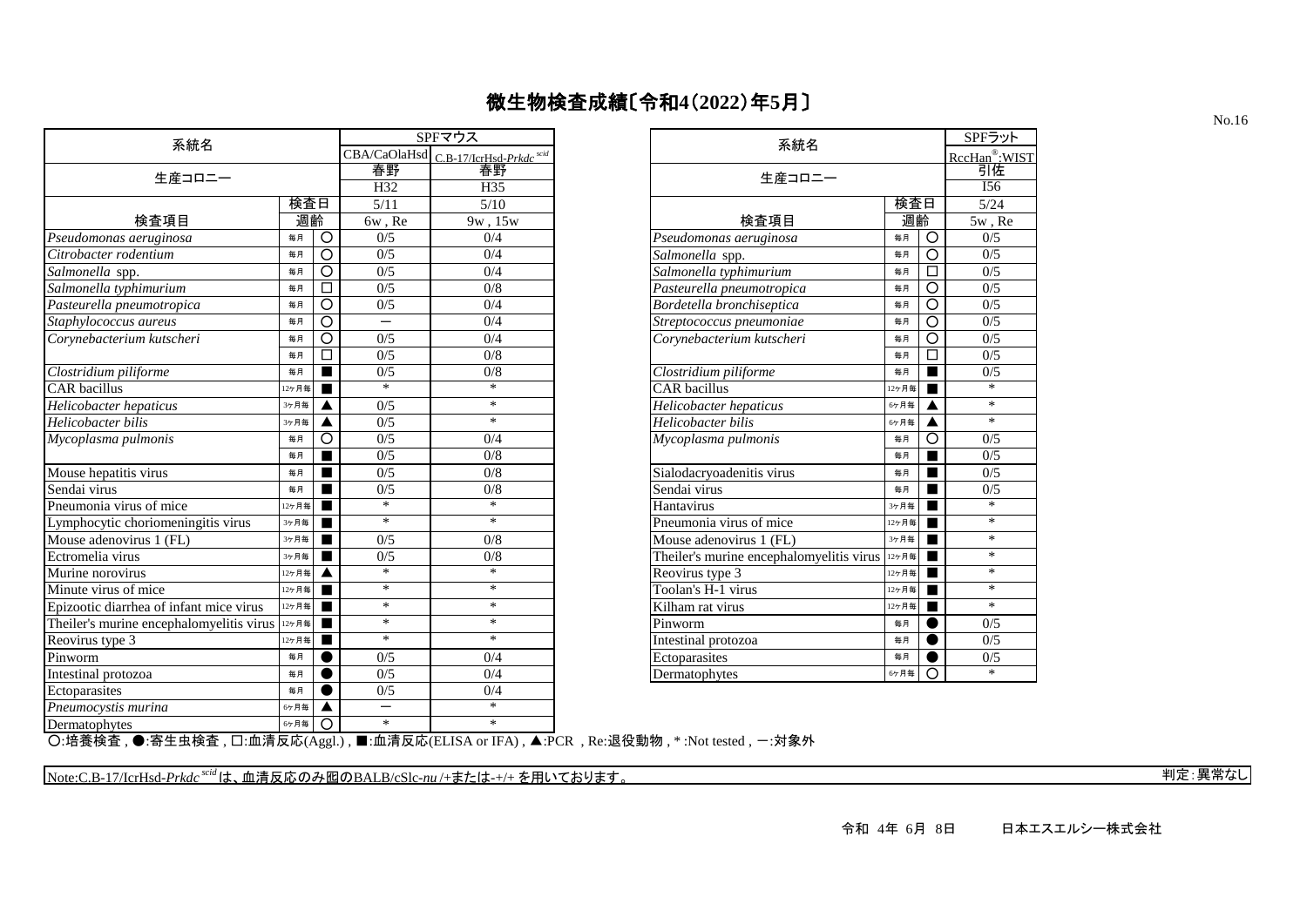# 微生物検査成績〔令和4(2022)年5月〕

| 系統名 | | | SPFマウス | |
|---|---|---|---|---|
| | | | CBA/CaOlaHsd | C.B-17/IcrHsd-*Prkdc* *scid* |
| 生産コロニー | | | 春野 | 春野 |
| | | | H32 | H35 |
| | 検査日 | | 5/11 | 5/10 |
| 検査項目 | 週齢 | | 6w , Re | 9w , 15w |
| *Pseudomonas aeruginosa* | 毎月 | ○ | 0/5 | 0/4 |
| *Citrobacter rodentium* | 毎月 | ○ | 0/5 | 0/4 |
| *Salmonella* spp. | 毎月 | ○ | 0/5 | 0/4 |
| *Salmonella typhimurium* | 毎月 | □ | 0/5 | 0/8 |
| *Pasteurella pneumotropica* | 毎月 | ○ | 0/5 | 0/4 |
| *Staphylococcus aureus* | 毎月 | ○ | − | 0/4 |
| *Corynebacterium kutscheri* | 毎月 | ○ | 0/5 | 0/4 |
| | 毎月 | □ | 0/5 | 0/8 |
| *Clostridium piliforme* | 毎月 | ■ | 0/5 | 0/8 |
| CAR bacillus | 12ヶ月毎 | ■ | * | * |
| *Helicobacter hepaticus* | 3ヶ月毎 | ▲ | 0/5 | * |
| *Helicobacter bilis* | 3ヶ月毎 | ▲ | 0/5 | * |
| *Mycoplasma pulmonis* | 毎月 | ○ | 0/5 | 0/4 |
| | 毎月 | ■ | 0/5 | 0/8 |
| Mouse hepatitis virus | 毎月 | ■ | 0/5 | 0/8 |
| Sendai virus | 毎月 | ■ | 0/5 | 0/8 |
| Pneumonia virus of mice | 12ヶ月毎 | ■ | * | * |
| Lymphocytic choriomeningitis virus | 3ヶ月毎 | ■ | * | * |
| Mouse adenovirus 1 (FL) | 3ヶ月毎 | ■ | 0/5 | 0/8 |
| Ectromelia virus | 3ヶ月毎 | ■ | 0/5 | 0/8 |
| Murine norovirus | 12ヶ月毎 | ▲ | * | * |
| Minute virus of mice | 12ヶ月毎 | ■ | * | * |
| Epizootic diarrhea of infant mice virus | 12ヶ月毎 | ■ | * | * |
| Theiler's murine encephalomyelitis virus | 12ヶ月毎 | ■ | * | * |
| Reovirus type 3 | 12ヶ月毎 | ■ | * | * |
| Pinworm | 毎月 | ● | 0/5 | 0/4 |
| Intestinal protozoa | 毎月 | ● | 0/5 | 0/4 |
| Ectoparasites | 毎月 | ● | 0/5 | 0/4 |
| *Pneumocystis murina* | 6ヶ月毎 | ▲ | − | * |
| Dermatophytes | 6ヶ月毎 | ○ | * | * |

| 系統名 | | | SPFラット |
|---|---|---|---|
| | | | RccHan®:WIST |
| 生産コロニー | | | 引佐 |
| | | | I56 |
| | 検査日 | | 5/24 |
| 検査項目 | 週齢 | | 5w , Re |
| *Pseudomonas aeruginosa* | 毎月 | ○ | 0/5 |
| *Salmonella* spp. | 毎月 | ○ | 0/5 |
| *Salmonella typhimurium* | 毎月 | □ | 0/5 |
| *Pasteurella pneumotropica* | 毎月 | ○ | 0/5 |
| *Bordetella bronchiseptica* | 毎月 | ○ | 0/5 |
| *Streptococcus pneumoniae* | 毎月 | ○ | 0/5 |
| *Corynebacterium kutscheri* | 毎月 | ○ | 0/5 |
| | 毎月 | □ | 0/5 |
| *Clostridium piliforme* | 毎月 | ■ | 0/5 |
| CAR bacillus | 12ヶ月毎 | ■ | * |
| *Helicobacter hepaticus* | 6ヶ月毎 | ▲ | * |
| *Helicobacter bilis* | 6ヶ月毎 | ▲ | * |
| *Mycoplasma pulmonis* | 毎月 | ○ | 0/5 |
| | 毎月 | ■ | 0/5 |
| Sialodacryoadenitis virus | 毎月 | ■ | 0/5 |
| Sendai virus | 毎月 | ■ | 0/5 |
| Hantavirus | 3ヶ月毎 | ■ | * |
| Pneumonia virus of mice | 12ヶ月毎 | ■ | * |
| Mouse adenovirus 1 (FL) | 3ヶ月毎 | ■ | * |
| Theiler's murine encephalomyelitis virus | 12ヶ月毎 | ■ | * |
| Reovirus type 3 | 12ヶ月毎 | ■ | * |
| Toolan's H-1 virus | 12ヶ月毎 | ■ | * |
| Kilham rat virus | 12ヶ月毎 | ■ | * |
| Pinworm | 毎月 | ● | 0/5 |
| Intestinal protozoa | 毎月 | ● | 0/5 |
| Ectoparasites | 毎月 | ● | 0/5 |
| Dermatophytes | 6ヶ月毎 | ○ | * |

○:培養検査 , ●:寄生虫検査 , □:血清反応(Aggl.) , ■:血清反応(ELISA or IFA) , ▲:PCR , Re:退役動物 , * :Not tested , −:対象外

Note:C.B-17/IcrHsd-*Prkdc* *scid* は、血清反応のみ囮のBALB/cSlc-*nu* /+または-+/+ を用いております。

判定:異常なし

令和 4年 6月 8日　　日本エスエルシー株式会社